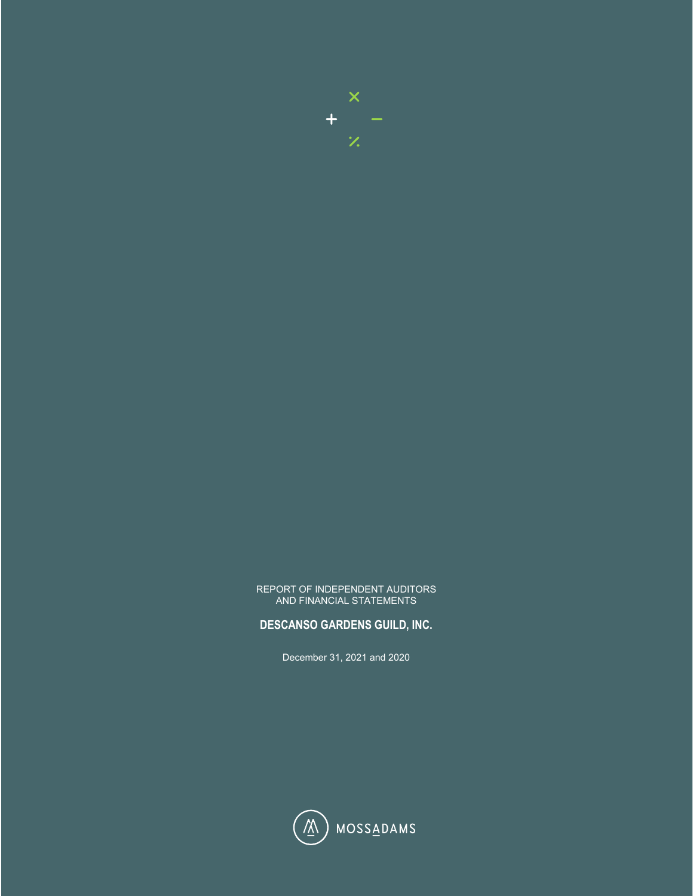REPORT OF INDEPENDENT AUDITORS
AND FINANCIAL STATEMENTS

**DESCANSO GARDENS GUILD, INC.**

December 31, 2021 and 2020

MOSSADAMS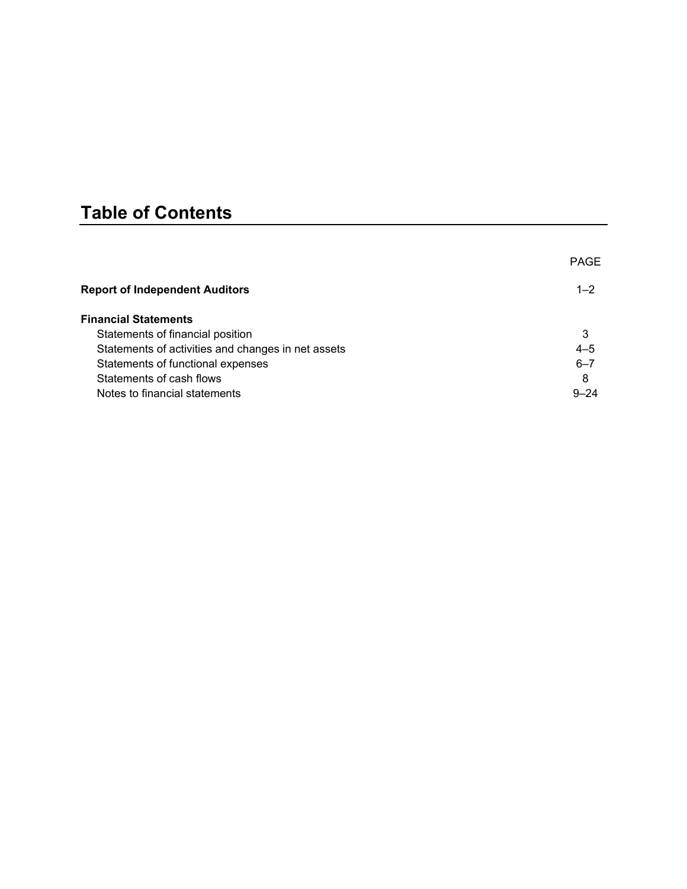# Table of Contents

| | PAGE |
|---|---|
| **Report of Independent Auditors** | 1–2 |
| **Financial Statements** | |
| Statements of financial position | 3 |
| Statements of activities and changes in net assets | 4–5 |
| Statements of functional expenses | 6–7 |
| Statements of cash flows | 8 |
| Notes to financial statements | 9–24 |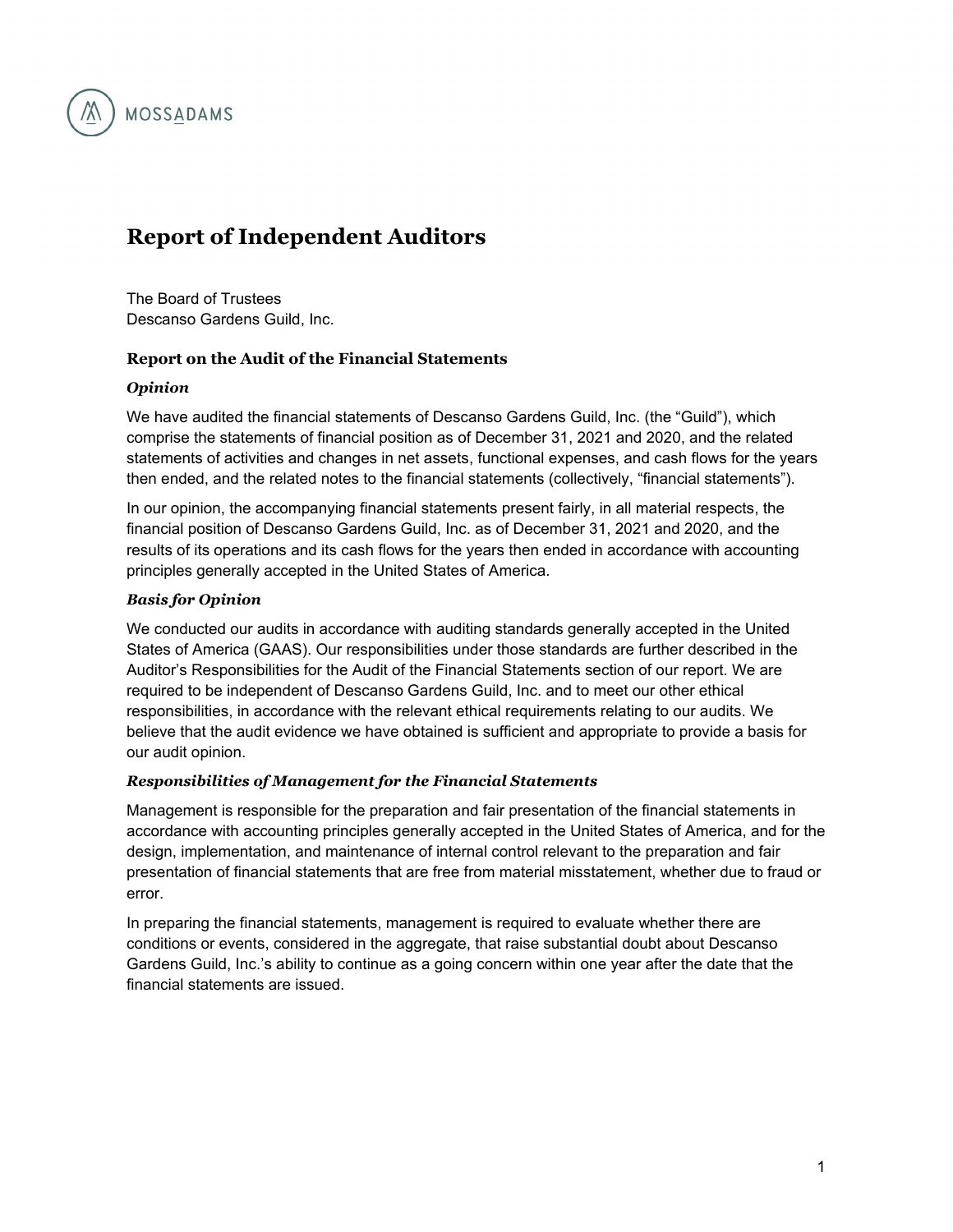# Report of Independent Auditors

The Board of Trustees
Descanso Gardens Guild, Inc.

### Report on the Audit of the Financial Statements

***Opinion***

We have audited the financial statements of Descanso Gardens Guild, Inc. (the "Guild"), which comprise the statements of financial position as of December 31, 2021 and 2020, and the related statements of activities and changes in net assets, functional expenses, and cash flows for the years then ended, and the related notes to the financial statements (collectively, "financial statements").

In our opinion, the accompanying financial statements present fairly, in all material respects, the financial position of Descanso Gardens Guild, Inc. as of December 31, 2021 and 2020, and the results of its operations and its cash flows for the years then ended in accordance with accounting principles generally accepted in the United States of America.

***Basis for Opinion***

We conducted our audits in accordance with auditing standards generally accepted in the United States of America (GAAS). Our responsibilities under those standards are further described in the Auditor's Responsibilities for the Audit of the Financial Statements section of our report. We are required to be independent of Descanso Gardens Guild, Inc. and to meet our other ethical responsibilities, in accordance with the relevant ethical requirements relating to our audits. We believe that the audit evidence we have obtained is sufficient and appropriate to provide a basis for our audit opinion.

***Responsibilities of Management for the Financial Statements***

Management is responsible for the preparation and fair presentation of the financial statements in accordance with accounting principles generally accepted in the United States of America, and for the design, implementation, and maintenance of internal control relevant to the preparation and fair presentation of financial statements that are free from material misstatement, whether due to fraud or error.

In preparing the financial statements, management is required to evaluate whether there are conditions or events, considered in the aggregate, that raise substantial doubt about Descanso Gardens Guild, Inc.'s ability to continue as a going concern within one year after the date that the financial statements are issued.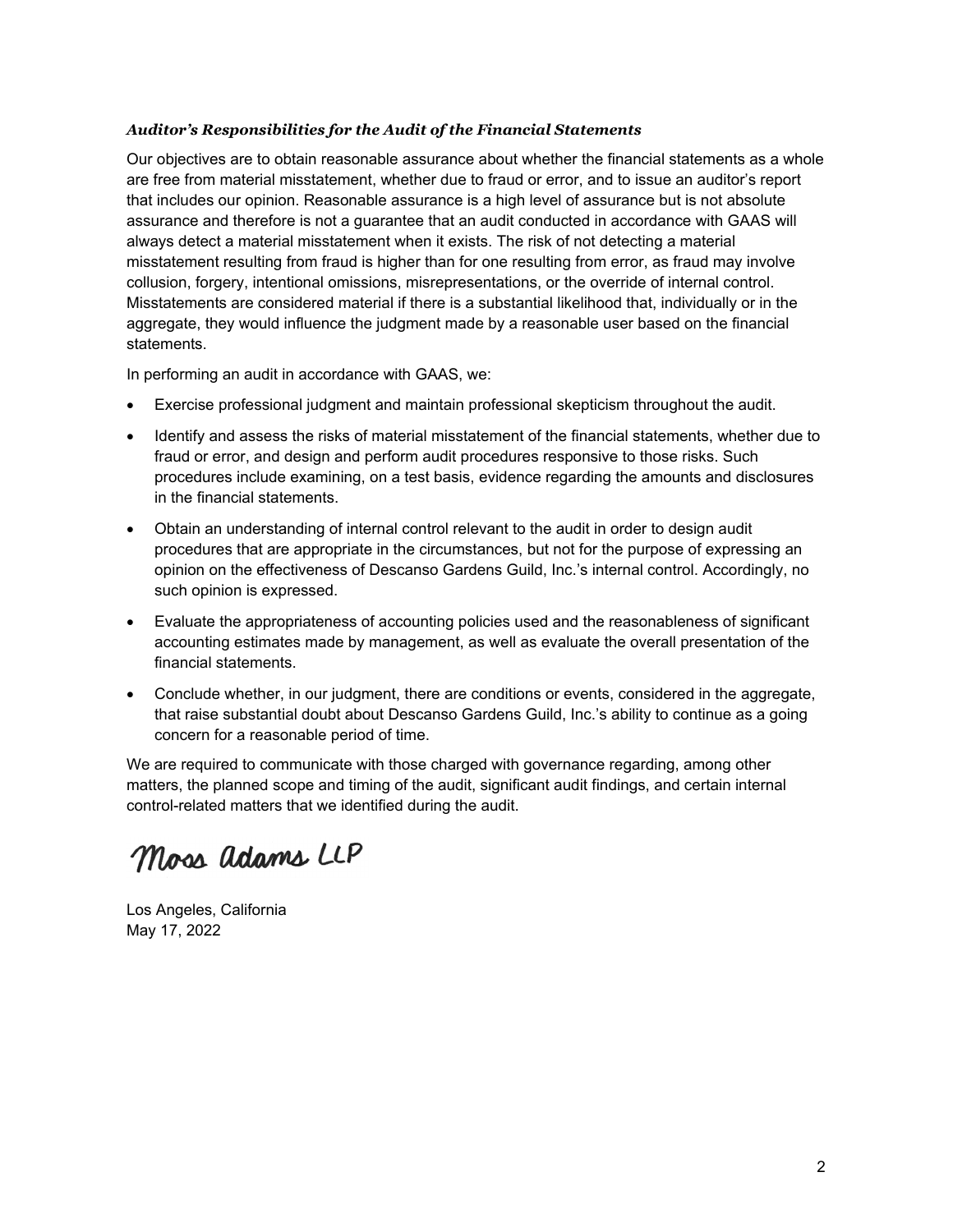*Auditor's Responsibilities for the Audit of the Financial Statements*

Our objectives are to obtain reasonable assurance about whether the financial statements as a whole are free from material misstatement, whether due to fraud or error, and to issue an auditor's report that includes our opinion. Reasonable assurance is a high level of assurance but is not absolute assurance and therefore is not a guarantee that an audit conducted in accordance with GAAS will always detect a material misstatement when it exists. The risk of not detecting a material misstatement resulting from fraud is higher than for one resulting from error, as fraud may involve collusion, forgery, intentional omissions, misrepresentations, or the override of internal control. Misstatements are considered material if there is a substantial likelihood that, individually or in the aggregate, they would influence the judgment made by a reasonable user based on the financial statements.

In performing an audit in accordance with GAAS, we:

- Exercise professional judgment and maintain professional skepticism throughout the audit.
- Identify and assess the risks of material misstatement of the financial statements, whether due to fraud or error, and design and perform audit procedures responsive to those risks. Such procedures include examining, on a test basis, evidence regarding the amounts and disclosures in the financial statements.
- Obtain an understanding of internal control relevant to the audit in order to design audit procedures that are appropriate in the circumstances, but not for the purpose of expressing an opinion on the effectiveness of Descanso Gardens Guild, Inc.'s internal control. Accordingly, no such opinion is expressed.
- Evaluate the appropriateness of accounting policies used and the reasonableness of significant accounting estimates made by management, as well as evaluate the overall presentation of the financial statements.
- Conclude whether, in our judgment, there are conditions or events, considered in the aggregate, that raise substantial doubt about Descanso Gardens Guild, Inc.'s ability to continue as a going concern for a reasonable period of time.

We are required to communicate with those charged with governance regarding, among other matters, the planned scope and timing of the audit, significant audit findings, and certain internal control-related matters that we identified during the audit.

Moss Adams LLP

Los Angeles, California
May 17, 2022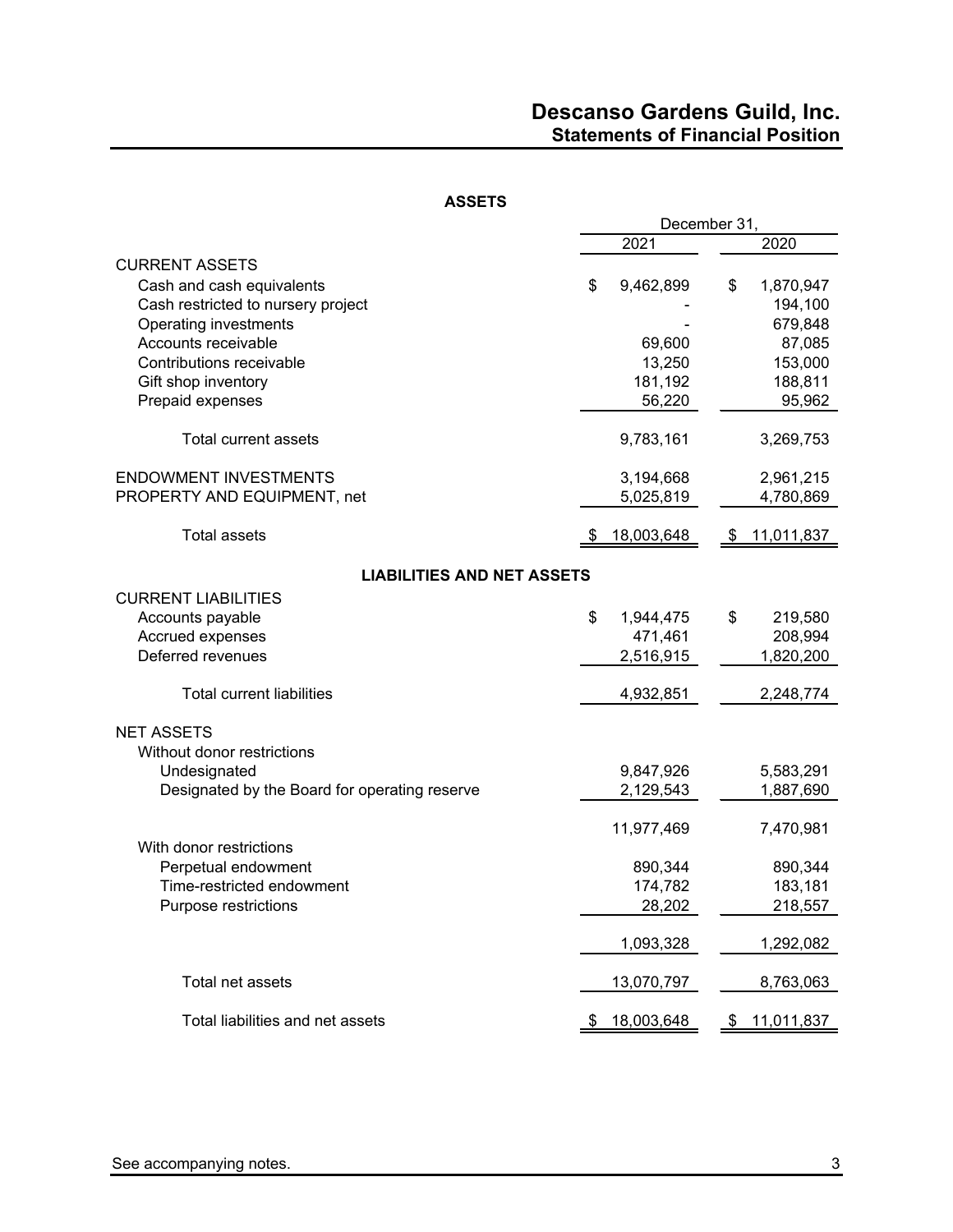# Descanso Gardens Guild, Inc.
## Statements of Financial Position

**ASSETS**

| | December 31, 2021 | December 31, 2020 |
|---|---|---|
| CURRENT ASSETS | | |
| Cash and cash equivalents | $ 9,462,899 | $ 1,870,947 |
| Cash restricted to nursery project | - | 194,100 |
| Operating investments | - | 679,848 |
| Accounts receivable | 69,600 | 87,085 |
| Contributions receivable | 13,250 | 153,000 |
| Gift shop inventory | 181,192 | 188,811 |
| Prepaid expenses | 56,220 | 95,962 |
| Total current assets | 9,783,161 | 3,269,753 |
| ENDOWMENT INVESTMENTS | 3,194,668 | 2,961,215 |
| PROPERTY AND EQUIPMENT, net | 5,025,819 | 4,780,869 |
| Total assets | $ 18,003,648 | $ 11,011,837 |

**LIABILITIES AND NET ASSETS**

| | December 31, 2021 | December 31, 2020 |
|---|---|---|
| CURRENT LIABILITIES | | |
| Accounts payable | $ 1,944,475 | $ 219,580 |
| Accrued expenses | 471,461 | 208,994 |
| Deferred revenues | 2,516,915 | 1,820,200 |
| Total current liabilities | 4,932,851 | 2,248,774 |
| NET ASSETS | | |
| Without donor restrictions | | |
| Undesignated | 9,847,926 | 5,583,291 |
| Designated by the Board for operating reserve | 2,129,543 | 1,887,690 |
| | 11,977,469 | 7,470,981 |
| With donor restrictions | | |
| Perpetual endowment | 890,344 | 890,344 |
| Time-restricted endowment | 174,782 | 183,181 |
| Purpose restrictions | 28,202 | 218,557 |
| | 1,093,328 | 1,292,082 |
| Total net assets | 13,070,797 | 8,763,063 |
| Total liabilities and net assets | $ 18,003,648 | $ 11,011,837 |

See accompanying notes.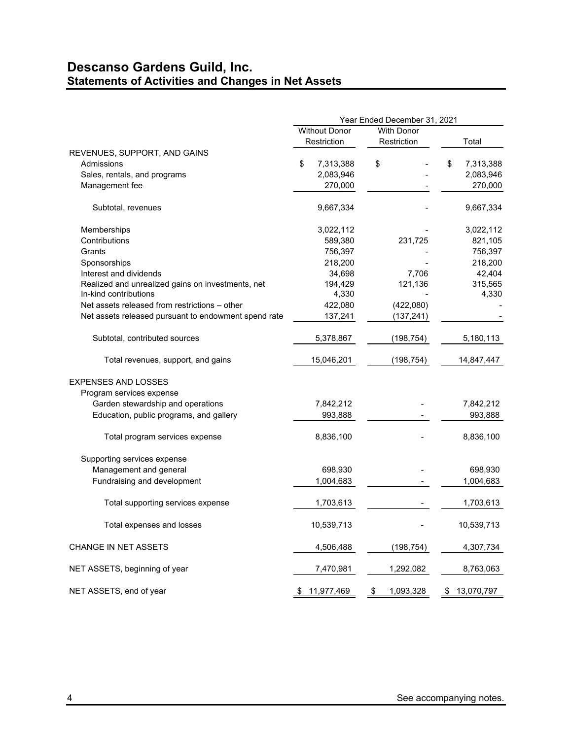# Descanso Gardens Guild, Inc.
## Statements of Activities and Changes in Net Assets

| | Year Ended December 31, 2021 | | |
|---|---|---|---|
| | Without Donor Restriction | With Donor Restriction | Total |
| REVENUES, SUPPORT, AND GAINS | | | |
| Admissions | $ 7,313,388 | $ - | $ 7,313,388 |
| Sales, rentals, and programs | 2,083,946 | - | 2,083,946 |
| Management fee | 270,000 | - | 270,000 |
| Subtotal, revenues | 9,667,334 | - | 9,667,334 |
| Memberships | 3,022,112 | - | 3,022,112 |
| Contributions | 589,380 | 231,725 | 821,105 |
| Grants | 756,397 | - | 756,397 |
| Sponsorships | 218,200 | - | 218,200 |
| Interest and dividends | 34,698 | 7,706 | 42,404 |
| Realized and unrealized gains on investments, net | 194,429 | 121,136 | 315,565 |
| In-kind contributions | 4,330 | - | 4,330 |
| Net assets released from restrictions – other | 422,080 | (422,080) | - |
| Net assets released pursuant to endowment spend rate | 137,241 | (137,241) | - |
| Subtotal, contributed sources | 5,378,867 | (198,754) | 5,180,113 |
| Total revenues, support, and gains | 15,046,201 | (198,754) | 14,847,447 |
| EXPENSES AND LOSSES | | | |
| Program services expense | | | |
| Garden stewardship and operations | 7,842,212 | - | 7,842,212 |
| Education, public programs, and gallery | 993,888 | - | 993,888 |
| Total program services expense | 8,836,100 | - | 8,836,100 |
| Supporting services expense | | | |
| Management and general | 698,930 | - | 698,930 |
| Fundraising and development | 1,004,683 | - | 1,004,683 |
| Total supporting services expense | 1,703,613 | - | 1,703,613 |
| Total expenses and losses | 10,539,713 | - | 10,539,713 |
| CHANGE IN NET ASSETS | 4,506,488 | (198,754) | 4,307,734 |
| NET ASSETS, beginning of year | 7,470,981 | 1,292,082 | 8,763,063 |
| NET ASSETS, end of year | $ 11,977,469 | $ 1,093,328 | $ 13,070,797 |

See accompanying notes.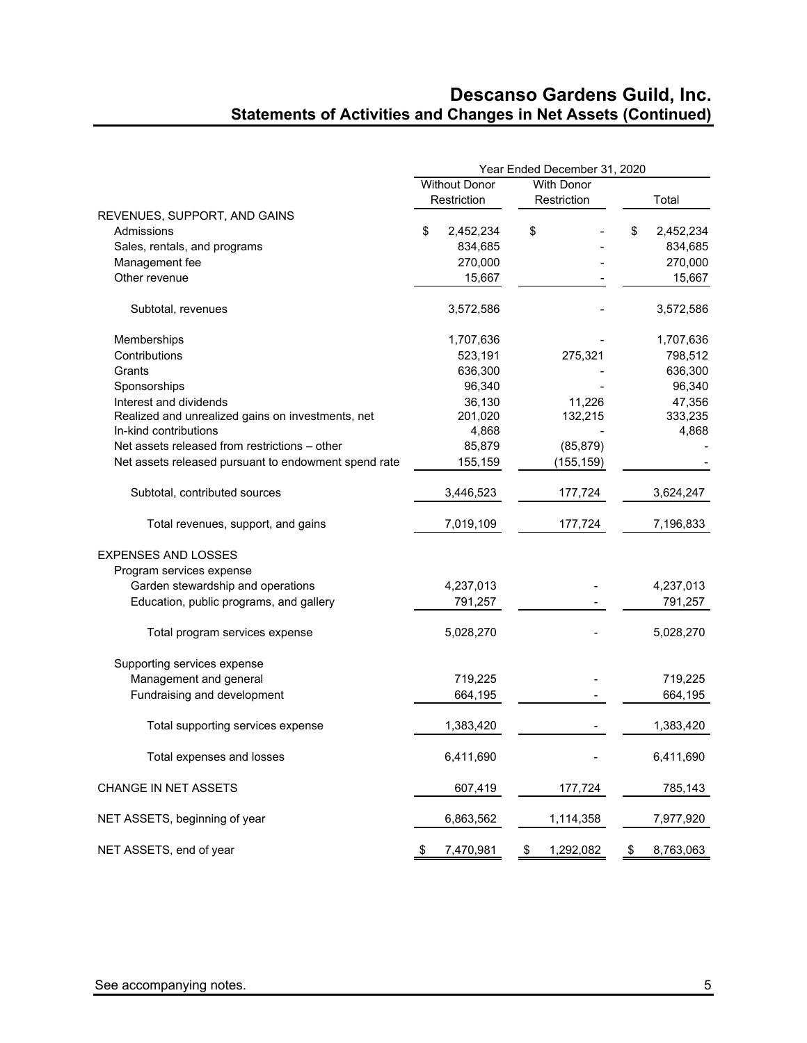# Descanso Gardens Guild, Inc.
## Statements of Activities and Changes in Net Assets (Continued)

| | Year Ended December 31, 2020 | | |
|---|---|---|---|
| | Without Donor Restriction | With Donor Restriction | Total |
| REVENUES, SUPPORT, AND GAINS | | | |
| Admissions | $ 2,452,234 | $ - | $ 2,452,234 |
| Sales, rentals, and programs | 834,685 | - | 834,685 |
| Management fee | 270,000 | - | 270,000 |
| Other revenue | 15,667 | - | 15,667 |
| Subtotal, revenues | 3,572,586 | - | 3,572,586 |
| Memberships | 1,707,636 | - | 1,707,636 |
| Contributions | 523,191 | 275,321 | 798,512 |
| Grants | 636,300 | - | 636,300 |
| Sponsorships | 96,340 | - | 96,340 |
| Interest and dividends | 36,130 | 11,226 | 47,356 |
| Realized and unrealized gains on investments, net | 201,020 | 132,215 | 333,235 |
| In-kind contributions | 4,868 | - | 4,868 |
| Net assets released from restrictions – other | 85,879 | (85,879) | - |
| Net assets released pursuant to endowment spend rate | 155,159 | (155,159) | - |
| Subtotal, contributed sources | 3,446,523 | 177,724 | 3,624,247 |
| Total revenues, support, and gains | 7,019,109 | 177,724 | 7,196,833 |
| EXPENSES AND LOSSES | | | |
| Program services expense | | | |
| Garden stewardship and operations | 4,237,013 | - | 4,237,013 |
| Education, public programs, and gallery | 791,257 | - | 791,257 |
| Total program services expense | 5,028,270 | - | 5,028,270 |
| Supporting services expense | | | |
| Management and general | 719,225 | - | 719,225 |
| Fundraising and development | 664,195 | - | 664,195 |
| Total supporting services expense | 1,383,420 | - | 1,383,420 |
| Total expenses and losses | 6,411,690 | - | 6,411,690 |
| CHANGE IN NET ASSETS | 607,419 | 177,724 | 785,143 |
| NET ASSETS, beginning of year | 6,863,562 | 1,114,358 | 7,977,920 |
| NET ASSETS, end of year | $ 7,470,981 | $ 1,292,082 | $ 8,763,063 |

See accompanying notes.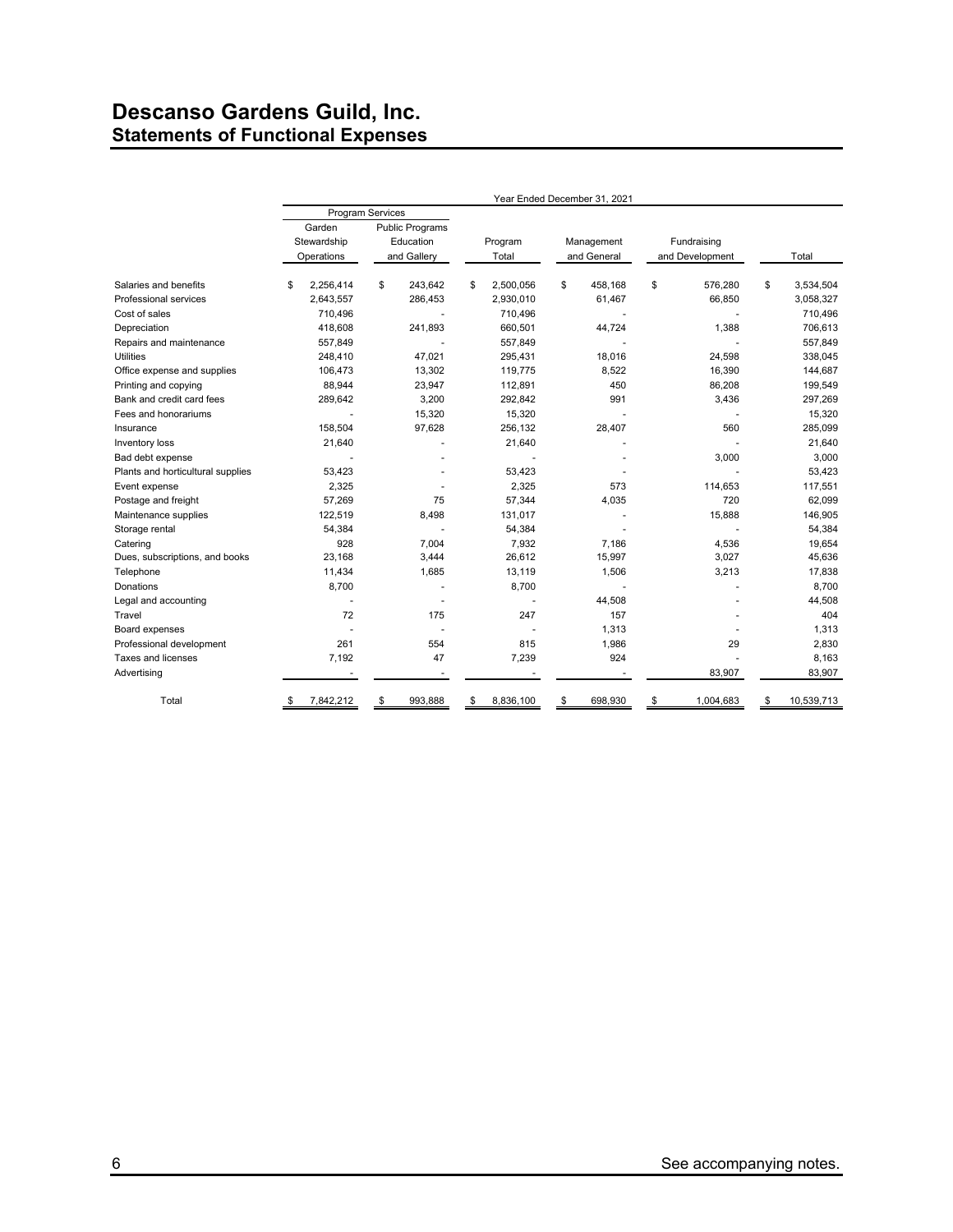# Descanso Gardens Guild, Inc.
## Statements of Functional Expenses

| | Year Ended December 31, 2021 | | | | | |
|---|---|---|---|---|---|---|
| | Program Services | | | | | |
| | Garden Stewardship Operations | Public Programs Education and Gallery | Program Total | Management and General | Fundraising and Development | Total |
| Salaries and benefits | $ 2,256,414 | $ 243,642 | $ 2,500,056 | $ 458,168 | $ 576,280 | $ 3,534,504 |
| Professional services | 2,643,557 | 286,453 | 2,930,010 | 61,467 | 66,850 | 3,058,327 |
| Cost of sales | 710,496 | - | 710,496 | - | - | 710,496 |
| Depreciation | 418,608 | 241,893 | 660,501 | 44,724 | 1,388 | 706,613 |
| Repairs and maintenance | 557,849 | - | 557,849 | - | - | 557,849 |
| Utilities | 248,410 | 47,021 | 295,431 | 18,016 | 24,598 | 338,045 |
| Office expense and supplies | 106,473 | 13,302 | 119,775 | 8,522 | 16,390 | 144,687 |
| Printing and copying | 88,944 | 23,947 | 112,891 | 450 | 86,208 | 199,549 |
| Bank and credit card fees | 289,642 | 3,200 | 292,842 | 991 | 3,436 | 297,269 |
| Fees and honorariums | - | 15,320 | 15,320 | - | - | 15,320 |
| Insurance | 158,504 | 97,628 | 256,132 | 28,407 | 560 | 285,099 |
| Inventory loss | 21,640 | - | 21,640 | - | - | 21,640 |
| Bad debt expense | - | - | - | - | 3,000 | 3,000 |
| Plants and horticultural supplies | 53,423 | - | 53,423 | - | - | 53,423 |
| Event expense | 2,325 | - | 2,325 | 573 | 114,653 | 117,551 |
| Postage and freight | 57,269 | 75 | 57,344 | 4,035 | 720 | 62,099 |
| Maintenance supplies | 122,519 | 8,498 | 131,017 | - | 15,888 | 146,905 |
| Storage rental | 54,384 | - | 54,384 | - | - | 54,384 |
| Catering | 928 | 7,004 | 7,932 | 7,186 | 4,536 | 19,654 |
| Dues, subscriptions, and books | 23,168 | 3,444 | 26,612 | 15,997 | 3,027 | 45,636 |
| Telephone | 11,434 | 1,685 | 13,119 | 1,506 | 3,213 | 17,838 |
| Donations | 8,700 | - | 8,700 | - | - | 8,700 |
| Legal and accounting | - | - | - | 44,508 | - | 44,508 |
| Travel | 72 | 175 | 247 | 157 | - | 404 |
| Board expenses | - | - | - | 1,313 | - | 1,313 |
| Professional development | 261 | 554 | 815 | 1,986 | 29 | 2,830 |
| Taxes and licenses | 7,192 | 47 | 7,239 | 924 | - | 8,163 |
| Advertising | - | - | - | - | 83,907 | 83,907 |
| Total | $ 7,842,212 | $ 993,888 | $ 8,836,100 | $ 698,930 | $ 1,004,683 | $ 10,539,713 |

See accompanying notes.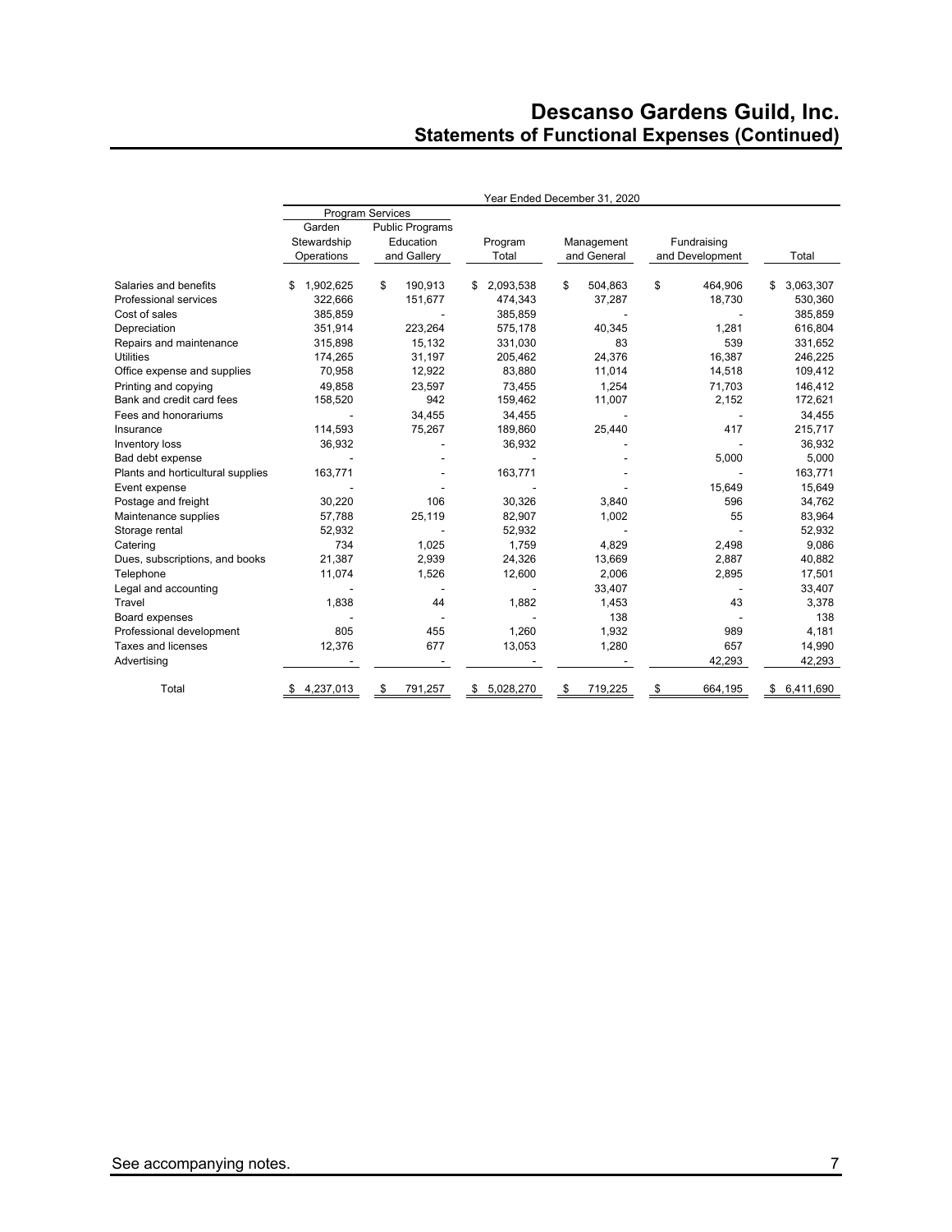# Descanso Gardens Guild, Inc.
## Statements of Functional Expenses (Continued)

| | Year Ended December 31, 2020 | | | | | |
|---|---|---|---|---|---|---|
| | Program Services | | | | | |
| | Garden Stewardship Operations | Public Programs Education and Gallery | Program Total | Management and General | Fundraising and Development | Total |
| Salaries and benefits | $ 1,902,625 | $ 190,913 | $ 2,093,538 | $ 504,863 | $ 464,906 | $ 3,063,307 |
| Professional services | 322,666 | 151,677 | 474,343 | 37,287 | 18,730 | 530,360 |
| Cost of sales | 385,859 | - | 385,859 | - | - | 385,859 |
| Depreciation | 351,914 | 223,264 | 575,178 | 40,345 | 1,281 | 616,804 |
| Repairs and maintenance | 315,898 | 15,132 | 331,030 | 83 | 539 | 331,652 |
| Utilities | 174,265 | 31,197 | 205,462 | 24,376 | 16,387 | 246,225 |
| Office expense and supplies | 70,958 | 12,922 | 83,880 | 11,014 | 14,518 | 109,412 |
| Printing and copying | 49,858 | 23,597 | 73,455 | 1,254 | 71,703 | 146,412 |
| Bank and credit card fees | 158,520 | 942 | 159,462 | 11,007 | 2,152 | 172,621 |
| Fees and honorariums | - | 34,455 | 34,455 | - | - | 34,455 |
| Insurance | 114,593 | 75,267 | 189,860 | 25,440 | 417 | 215,717 |
| Inventory loss | 36,932 | - | 36,932 | - | - | 36,932 |
| Bad debt expense | - | - | - | - | 5,000 | 5,000 |
| Plants and horticultural supplies | 163,771 | - | 163,771 | - | - | 163,771 |
| Event expense | - | - | - | - | 15,649 | 15,649 |
| Postage and freight | 30,220 | 106 | 30,326 | 3,840 | 596 | 34,762 |
| Maintenance supplies | 57,788 | 25,119 | 82,907 | 1,002 | 55 | 83,964 |
| Storage rental | 52,932 | - | 52,932 | - | - | 52,932 |
| Catering | 734 | 1,025 | 1,759 | 4,829 | 2,498 | 9,086 |
| Dues, subscriptions, and books | 21,387 | 2,939 | 24,326 | 13,669 | 2,887 | 40,882 |
| Telephone | 11,074 | 1,526 | 12,600 | 2,006 | 2,895 | 17,501 |
| Legal and accounting | - | - | - | 33,407 | - | 33,407 |
| Travel | 1,838 | 44 | 1,882 | 1,453 | 43 | 3,378 |
| Board expenses | - | - | - | 138 | - | 138 |
| Professional development | 805 | 455 | 1,260 | 1,932 | 989 | 4,181 |
| Taxes and licenses | 12,376 | 677 | 13,053 | 1,280 | 657 | 14,990 |
| Advertising | - | - | - | - | 42,293 | 42,293 |
| Total | $ 4,237,013 | $ 791,257 | $ 5,028,270 | $ 719,225 | $ 664,195 | $ 6,411,690 |

See accompanying notes.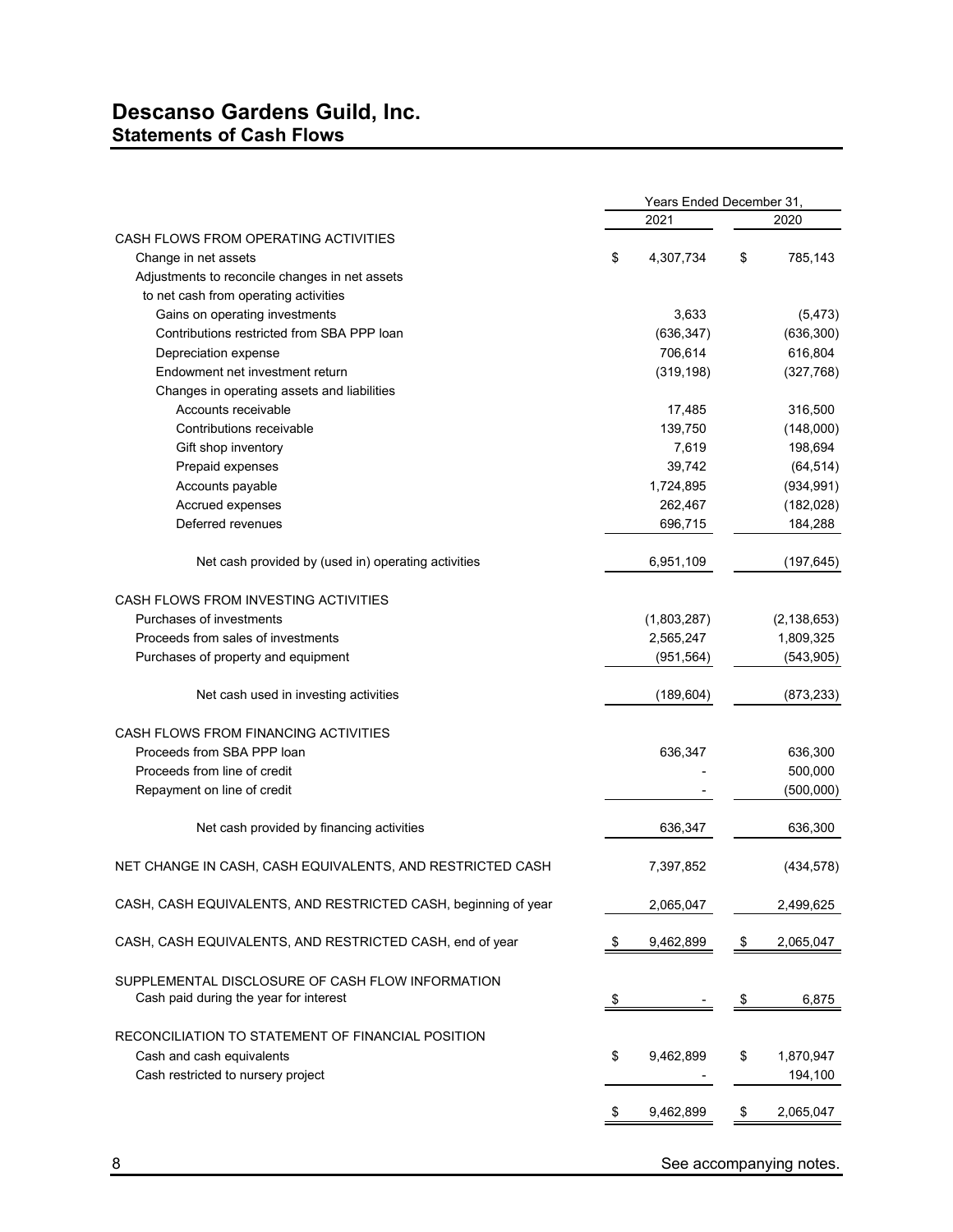# Descanso Gardens Guild, Inc.
## Statements of Cash Flows

| | Years Ended December 31, | |
|---|---|---|
| | 2021 | 2020 |
| CASH FLOWS FROM OPERATING ACTIVITIES | | |
| Change in net assets | $ 4,307,734 | $ 785,143 |
| Adjustments to reconcile changes in net assets to net cash from operating activities | | |
| Gains on operating investments | 3,633 | (5,473) |
| Contributions restricted from SBA PPP loan | (636,347) | (636,300) |
| Depreciation expense | 706,614 | 616,804 |
| Endowment net investment return | (319,198) | (327,768) |
| Changes in operating assets and liabilities | | |
| Accounts receivable | 17,485 | 316,500 |
| Contributions receivable | 139,750 | (148,000) |
| Gift shop inventory | 7,619 | 198,694 |
| Prepaid expenses | 39,742 | (64,514) |
| Accounts payable | 1,724,895 | (934,991) |
| Accrued expenses | 262,467 | (182,028) |
| Deferred revenues | 696,715 | 184,288 |
| Net cash provided by (used in) operating activities | 6,951,109 | (197,645) |
| CASH FLOWS FROM INVESTING ACTIVITIES | | |
| Purchases of investments | (1,803,287) | (2,138,653) |
| Proceeds from sales of investments | 2,565,247 | 1,809,325 |
| Purchases of property and equipment | (951,564) | (543,905) |
| Net cash used in investing activities | (189,604) | (873,233) |
| CASH FLOWS FROM FINANCING ACTIVITIES | | |
| Proceeds from SBA PPP loan | 636,347 | 636,300 |
| Proceeds from line of credit | - | 500,000 |
| Repayment on line of credit | - | (500,000) |
| Net cash provided by financing activities | 636,347 | 636,300 |
| NET CHANGE IN CASH, CASH EQUIVALENTS, AND RESTRICTED CASH | 7,397,852 | (434,578) |
| CASH, CASH EQUIVALENTS, AND RESTRICTED CASH, beginning of year | 2,065,047 | 2,499,625 |
| CASH, CASH EQUIVALENTS, AND RESTRICTED CASH, end of year | $ 9,462,899 | $ 2,065,047 |
| SUPPLEMENTAL DISCLOSURE OF CASH FLOW INFORMATION | | |
| Cash paid during the year for interest | $ - | $ 6,875 |
| RECONCILIATION TO STATEMENT OF FINANCIAL POSITION | | |
| Cash and cash equivalents | $ 9,462,899 | $ 1,870,947 |
| Cash restricted to nursery project | - | 194,100 |
| | $ 9,462,899 | $ 2,065,047 |

See accompanying notes.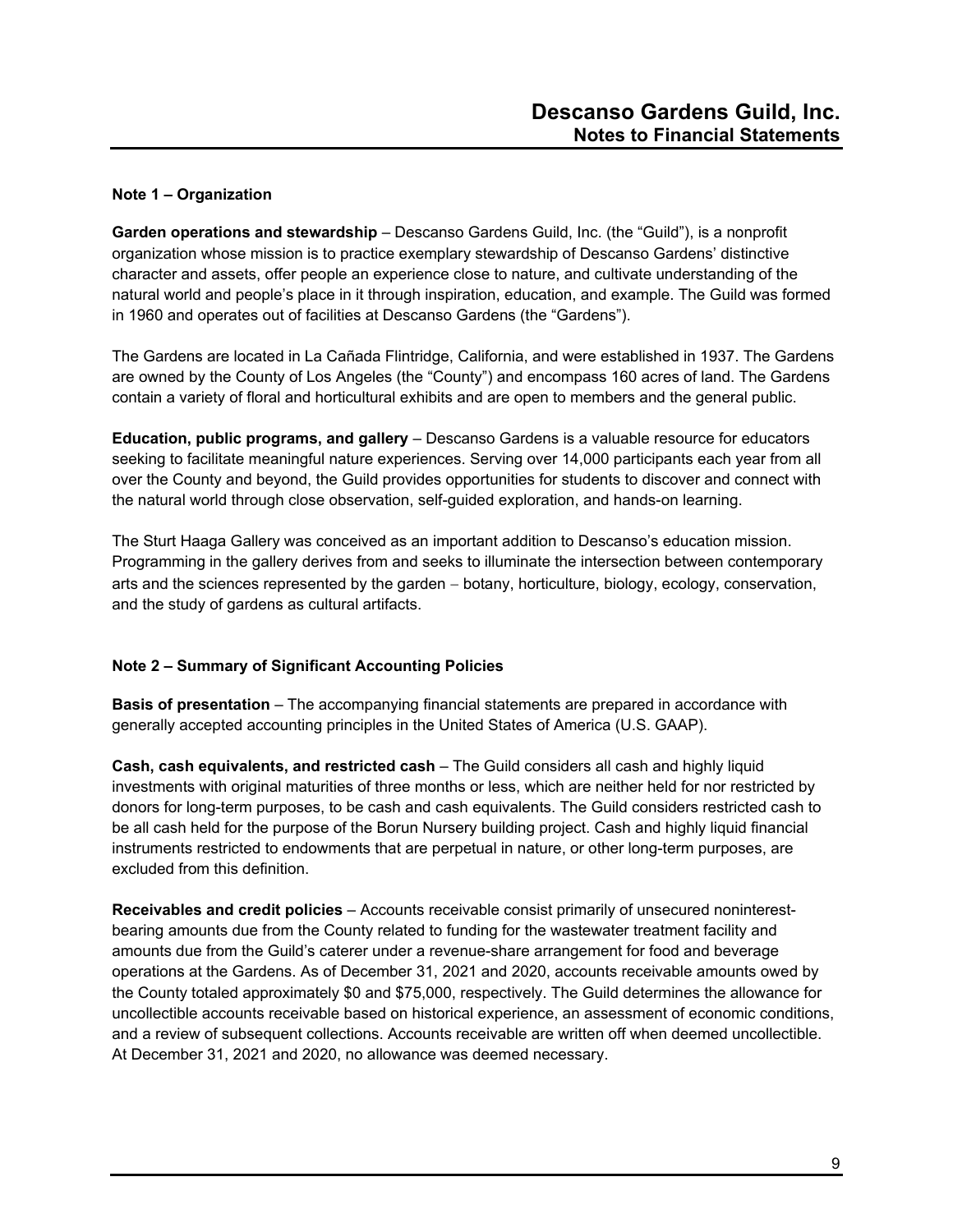## Note 1 – Organization

**Garden operations and stewardship** – Descanso Gardens Guild, Inc. (the "Guild"), is a nonprofit organization whose mission is to practice exemplary stewardship of Descanso Gardens' distinctive character and assets, offer people an experience close to nature, and cultivate understanding of the natural world and people's place in it through inspiration, education, and example. The Guild was formed in 1960 and operates out of facilities at Descanso Gardens (the "Gardens").

The Gardens are located in La Cañada Flintridge, California, and were established in 1937. The Gardens are owned by the County of Los Angeles (the "County") and encompass 160 acres of land. The Gardens contain a variety of floral and horticultural exhibits and are open to members and the general public.

**Education, public programs, and gallery** – Descanso Gardens is a valuable resource for educators seeking to facilitate meaningful nature experiences. Serving over 14,000 participants each year from all over the County and beyond, the Guild provides opportunities for students to discover and connect with the natural world through close observation, self-guided exploration, and hands-on learning.

The Sturt Haaga Gallery was conceived as an important addition to Descanso's education mission. Programming in the gallery derives from and seeks to illuminate the intersection between contemporary arts and the sciences represented by the garden – botany, horticulture, biology, ecology, conservation, and the study of gardens as cultural artifacts.

## Note 2 – Summary of Significant Accounting Policies

**Basis of presentation** – The accompanying financial statements are prepared in accordance with generally accepted accounting principles in the United States of America (U.S. GAAP).

**Cash, cash equivalents, and restricted cash** – The Guild considers all cash and highly liquid investments with original maturities of three months or less, which are neither held for nor restricted by donors for long-term purposes, to be cash and cash equivalents. The Guild considers restricted cash to be all cash held for the purpose of the Borun Nursery building project. Cash and highly liquid financial instruments restricted to endowments that are perpetual in nature, or other long-term purposes, are excluded from this definition.

**Receivables and credit policies** – Accounts receivable consist primarily of unsecured noninterest-bearing amounts due from the County related to funding for the wastewater treatment facility and amounts due from the Guild's caterer under a revenue-share arrangement for food and beverage operations at the Gardens. As of December 31, 2021 and 2020, accounts receivable amounts owed by the County totaled approximately $0 and $75,000, respectively. The Guild determines the allowance for uncollectible accounts receivable based on historical experience, an assessment of economic conditions, and a review of subsequent collections. Accounts receivable are written off when deemed uncollectible. At December 31, 2021 and 2020, no allowance was deemed necessary.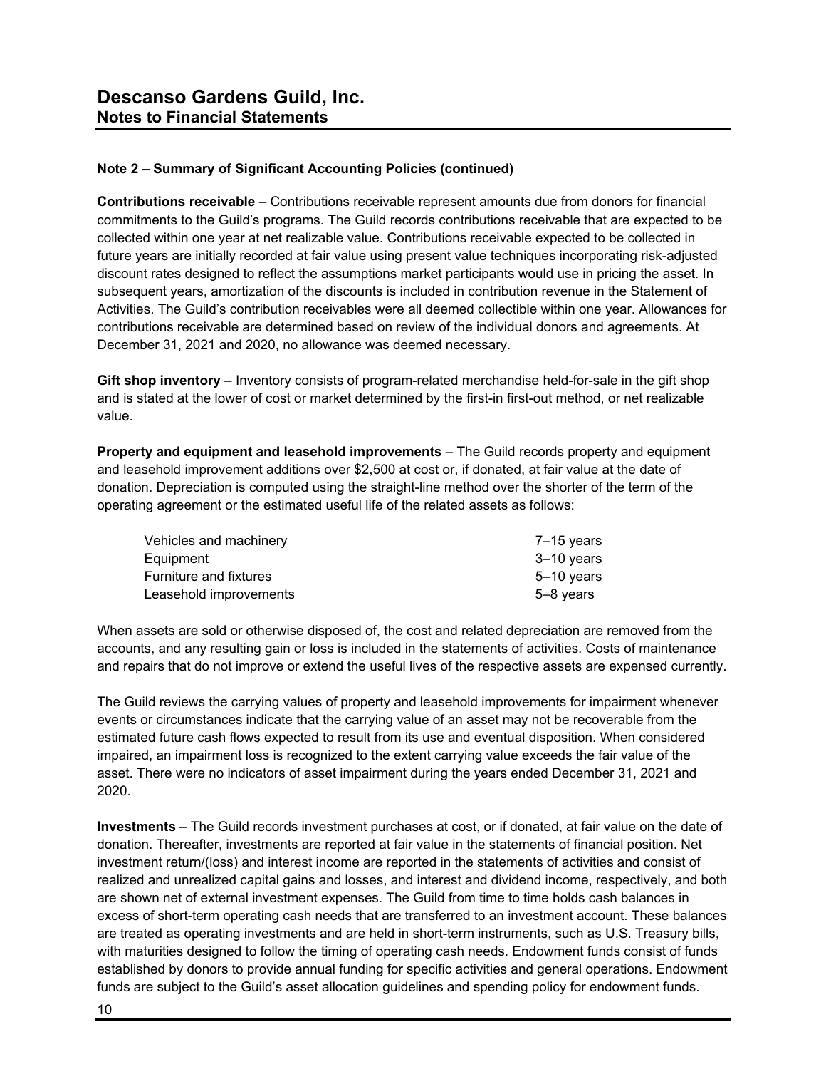## Note 2 – Summary of Significant Accounting Policies (continued)

**Contributions receivable** – Contributions receivable represent amounts due from donors for financial commitments to the Guild's programs. The Guild records contributions receivable that are expected to be collected within one year at net realizable value. Contributions receivable expected to be collected in future years are initially recorded at fair value using present value techniques incorporating risk-adjusted discount rates designed to reflect the assumptions market participants would use in pricing the asset. In subsequent years, amortization of the discounts is included in contribution revenue in the Statement of Activities. The Guild's contribution receivables were all deemed collectible within one year. Allowances for contributions receivable are determined based on review of the individual donors and agreements. At December 31, 2021 and 2020, no allowance was deemed necessary.

**Gift shop inventory** – Inventory consists of program-related merchandise held-for-sale in the gift shop and is stated at the lower of cost or market determined by the first-in first-out method, or net realizable value.

**Property and equipment and leasehold improvements** – The Guild records property and equipment and leasehold improvement additions over $2,500 at cost or, if donated, at fair value at the date of donation. Depreciation is computed using the straight-line method over the shorter of the term of the operating agreement or the estimated useful life of the related assets as follows:

| | |
|---|---|
| Vehicles and machinery | 7–15 years |
| Equipment | 3–10 years |
| Furniture and fixtures | 5–10 years |
| Leasehold improvements | 5–8 years |

When assets are sold or otherwise disposed of, the cost and related depreciation are removed from the accounts, and any resulting gain or loss is included in the statements of activities. Costs of maintenance and repairs that do not improve or extend the useful lives of the respective assets are expensed currently.

The Guild reviews the carrying values of property and leasehold improvements for impairment whenever events or circumstances indicate that the carrying value of an asset may not be recoverable from the estimated future cash flows expected to result from its use and eventual disposition. When considered impaired, an impairment loss is recognized to the extent carrying value exceeds the fair value of the asset. There were no indicators of asset impairment during the years ended December 31, 2021 and 2020.

**Investments** – The Guild records investment purchases at cost, or if donated, at fair value on the date of donation. Thereafter, investments are reported at fair value in the statements of financial position. Net investment return/(loss) and interest income are reported in the statements of activities and consist of realized and unrealized capital gains and losses, and interest and dividend income, respectively, and both are shown net of external investment expenses. The Guild from time to time holds cash balances in excess of short-term operating cash needs that are transferred to an investment account. These balances are treated as operating investments and are held in short-term instruments, such as U.S. Treasury bills, with maturities designed to follow the timing of operating cash needs. Endowment funds consist of funds established by donors to provide annual funding for specific activities and general operations. Endowment funds are subject to the Guild's asset allocation guidelines and spending policy for endowment funds.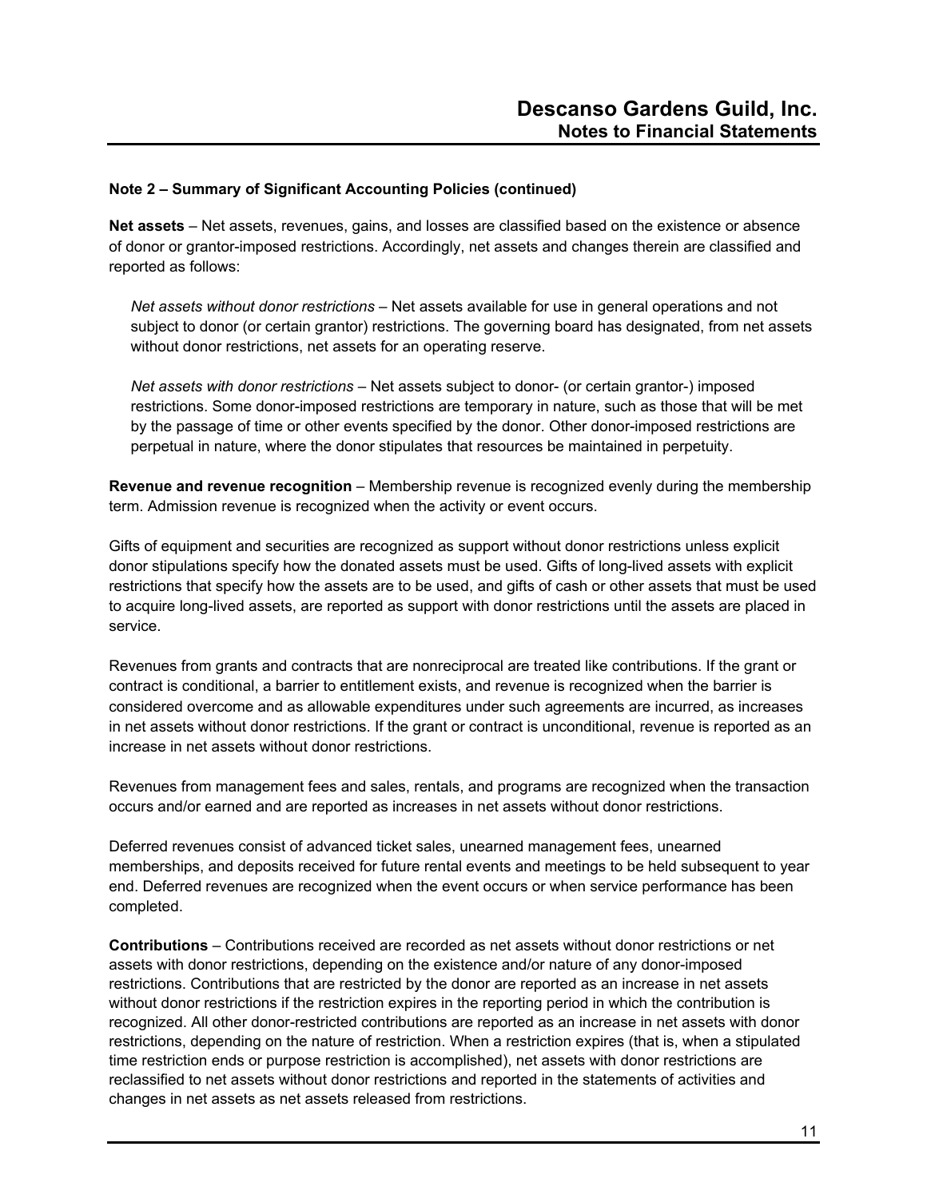## Note 2 – Summary of Significant Accounting Policies (continued)

**Net assets** – Net assets, revenues, gains, and losses are classified based on the existence or absence of donor or grantor-imposed restrictions. Accordingly, net assets and changes therein are classified and reported as follows:

> *Net assets without donor restrictions* – Net assets available for use in general operations and not subject to donor (or certain grantor) restrictions. The governing board has designated, from net assets without donor restrictions, net assets for an operating reserve.
>
> *Net assets with donor restrictions* – Net assets subject to donor- (or certain grantor-) imposed restrictions. Some donor-imposed restrictions are temporary in nature, such as those that will be met by the passage of time or other events specified by the donor. Other donor-imposed restrictions are perpetual in nature, where the donor stipulates that resources be maintained in perpetuity.

**Revenue and revenue recognition** – Membership revenue is recognized evenly during the membership term. Admission revenue is recognized when the activity or event occurs.

Gifts of equipment and securities are recognized as support without donor restrictions unless explicit donor stipulations specify how the donated assets must be used. Gifts of long-lived assets with explicit restrictions that specify how the assets are to be used, and gifts of cash or other assets that must be used to acquire long-lived assets, are reported as support with donor restrictions until the assets are placed in service.

Revenues from grants and contracts that are nonreciprocal are treated like contributions. If the grant or contract is conditional, a barrier to entitlement exists, and revenue is recognized when the barrier is considered overcome and as allowable expenditures under such agreements are incurred, as increases in net assets without donor restrictions. If the grant or contract is unconditional, revenue is reported as an increase in net assets without donor restrictions.

Revenues from management fees and sales, rentals, and programs are recognized when the transaction occurs and/or earned and are reported as increases in net assets without donor restrictions.

Deferred revenues consist of advanced ticket sales, unearned management fees, unearned memberships, and deposits received for future rental events and meetings to be held subsequent to year end. Deferred revenues are recognized when the event occurs or when service performance has been completed.

**Contributions** – Contributions received are recorded as net assets without donor restrictions or net assets with donor restrictions, depending on the existence and/or nature of any donor-imposed restrictions. Contributions that are restricted by the donor are reported as an increase in net assets without donor restrictions if the restriction expires in the reporting period in which the contribution is recognized. All other donor-restricted contributions are reported as an increase in net assets with donor restrictions, depending on the nature of restriction. When a restriction expires (that is, when a stipulated time restriction ends or purpose restriction is accomplished), net assets with donor restrictions are reclassified to net assets without donor restrictions and reported in the statements of activities and changes in net assets as net assets released from restrictions.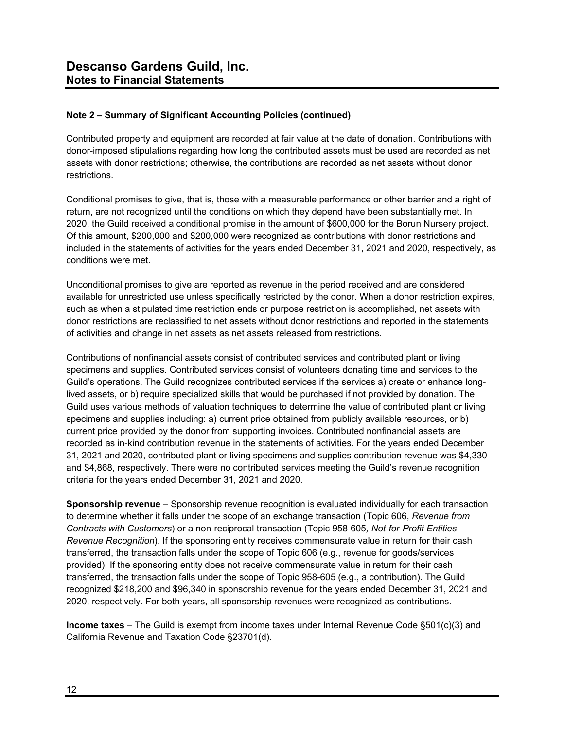## Note 2 – Summary of Significant Accounting Policies (continued)

Contributed property and equipment are recorded at fair value at the date of donation. Contributions with donor-imposed stipulations regarding how long the contributed assets must be used are recorded as net assets with donor restrictions; otherwise, the contributions are recorded as net assets without donor restrictions.

Conditional promises to give, that is, those with a measurable performance or other barrier and a right of return, are not recognized until the conditions on which they depend have been substantially met. In 2020, the Guild received a conditional promise in the amount of $600,000 for the Borun Nursery project. Of this amount, $200,000 and $200,000 were recognized as contributions with donor restrictions and included in the statements of activities for the years ended December 31, 2021 and 2020, respectively, as conditions were met.

Unconditional promises to give are reported as revenue in the period received and are considered available for unrestricted use unless specifically restricted by the donor. When a donor restriction expires, such as when a stipulated time restriction ends or purpose restriction is accomplished, net assets with donor restrictions are reclassified to net assets without donor restrictions and reported in the statements of activities and change in net assets as net assets released from restrictions.

Contributions of nonfinancial assets consist of contributed services and contributed plant or living specimens and supplies. Contributed services consist of volunteers donating time and services to the Guild's operations. The Guild recognizes contributed services if the services a) create or enhance long-lived assets, or b) require specialized skills that would be purchased if not provided by donation. The Guild uses various methods of valuation techniques to determine the value of contributed plant or living specimens and supplies including: a) current price obtained from publicly available resources, or b) current price provided by the donor from supporting invoices. Contributed nonfinancial assets are recorded as in-kind contribution revenue in the statements of activities. For the years ended December 31, 2021 and 2020, contributed plant or living specimens and supplies contribution revenue was $4,330 and $4,868, respectively. There were no contributed services meeting the Guild's revenue recognition criteria for the years ended December 31, 2021 and 2020.

**Sponsorship revenue** – Sponsorship revenue recognition is evaluated individually for each transaction to determine whether it falls under the scope of an exchange transaction (Topic 606, *Revenue from Contracts with Customers*) or a non-reciprocal transaction (Topic 958-605*, Not-for-Profit Entities – Revenue Recognition*). If the sponsoring entity receives commensurate value in return for their cash transferred, the transaction falls under the scope of Topic 606 (e.g., revenue for goods/services provided). If the sponsoring entity does not receive commensurate value in return for their cash transferred, the transaction falls under the scope of Topic 958-605 (e.g., a contribution). The Guild recognized $218,200 and $96,340 in sponsorship revenue for the years ended December 31, 2021 and 2020, respectively. For both years, all sponsorship revenues were recognized as contributions.

**Income taxes** – The Guild is exempt from income taxes under Internal Revenue Code §501(c)(3) and California Revenue and Taxation Code §23701(d).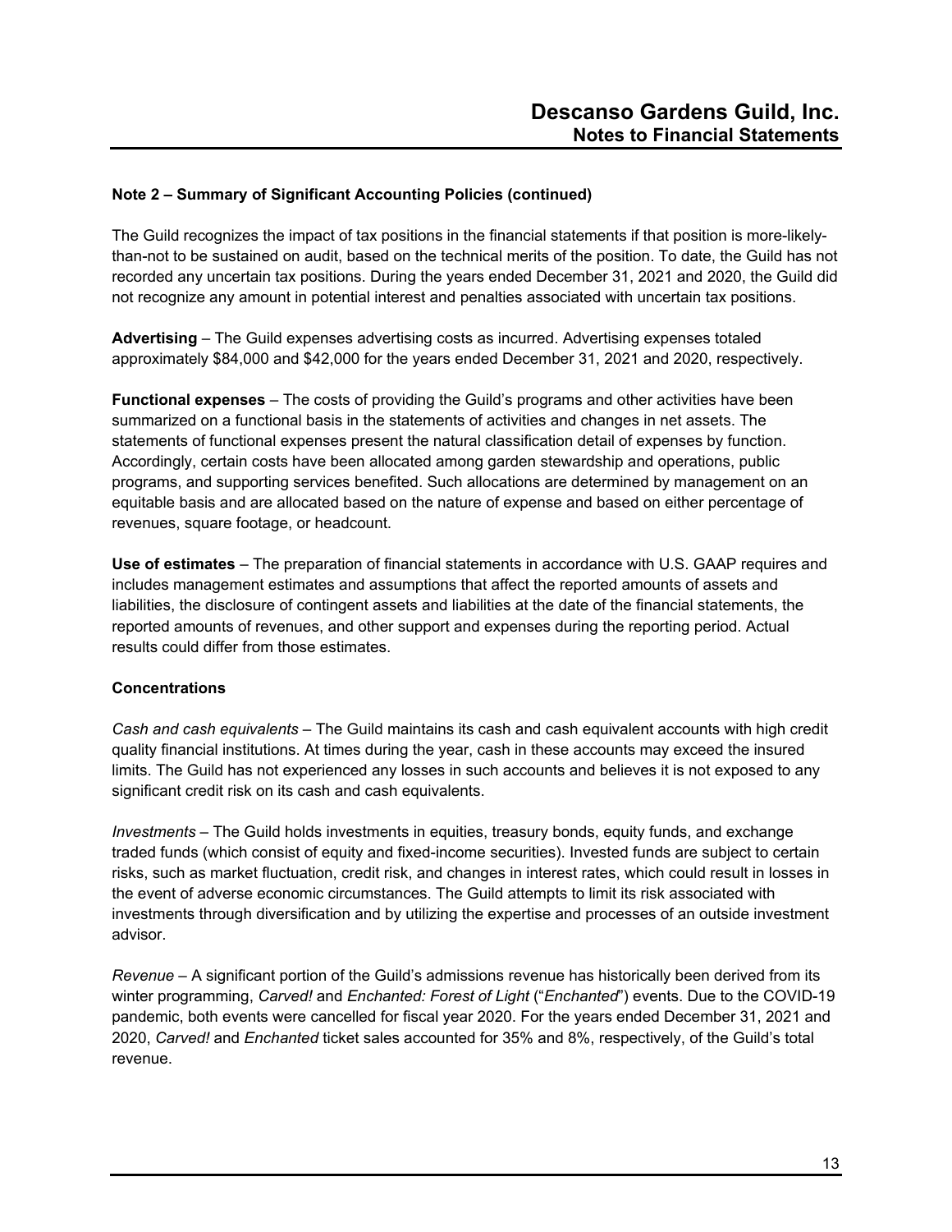**Note 2 – Summary of Significant Accounting Policies (continued)**

The Guild recognizes the impact of tax positions in the financial statements if that position is more-likely-than-not to be sustained on audit, based on the technical merits of the position. To date, the Guild has not recorded any uncertain tax positions. During the years ended December 31, 2021 and 2020, the Guild did not recognize any amount in potential interest and penalties associated with uncertain tax positions.

**Advertising** – The Guild expenses advertising costs as incurred. Advertising expenses totaled approximately $84,000 and $42,000 for the years ended December 31, 2021 and 2020, respectively.

**Functional expenses** – The costs of providing the Guild's programs and other activities have been summarized on a functional basis in the statements of activities and changes in net assets. The statements of functional expenses present the natural classification detail of expenses by function. Accordingly, certain costs have been allocated among garden stewardship and operations, public programs, and supporting services benefited. Such allocations are determined by management on an equitable basis and are allocated based on the nature of expense and based on either percentage of revenues, square footage, or headcount.

**Use of estimates** – The preparation of financial statements in accordance with U.S. GAAP requires and includes management estimates and assumptions that affect the reported amounts of assets and liabilities, the disclosure of contingent assets and liabilities at the date of the financial statements, the reported amounts of revenues, and other support and expenses during the reporting period. Actual results could differ from those estimates.

**Concentrations**

*Cash and cash equivalents* – The Guild maintains its cash and cash equivalent accounts with high credit quality financial institutions. At times during the year, cash in these accounts may exceed the insured limits. The Guild has not experienced any losses in such accounts and believes it is not exposed to any significant credit risk on its cash and cash equivalents.

*Investments* – The Guild holds investments in equities, treasury bonds, equity funds, and exchange traded funds (which consist of equity and fixed-income securities). Invested funds are subject to certain risks, such as market fluctuation, credit risk, and changes in interest rates, which could result in losses in the event of adverse economic circumstances. The Guild attempts to limit its risk associated with investments through diversification and by utilizing the expertise and processes of an outside investment advisor.

*Revenue* – A significant portion of the Guild's admissions revenue has historically been derived from its winter programming, *Carved!* and *Enchanted: Forest of Light* ("*Enchanted*") events. Due to the COVID-19 pandemic, both events were cancelled for fiscal year 2020. For the years ended December 31, 2021 and 2020, *Carved!* and *Enchanted* ticket sales accounted for 35% and 8%, respectively, of the Guild's total revenue.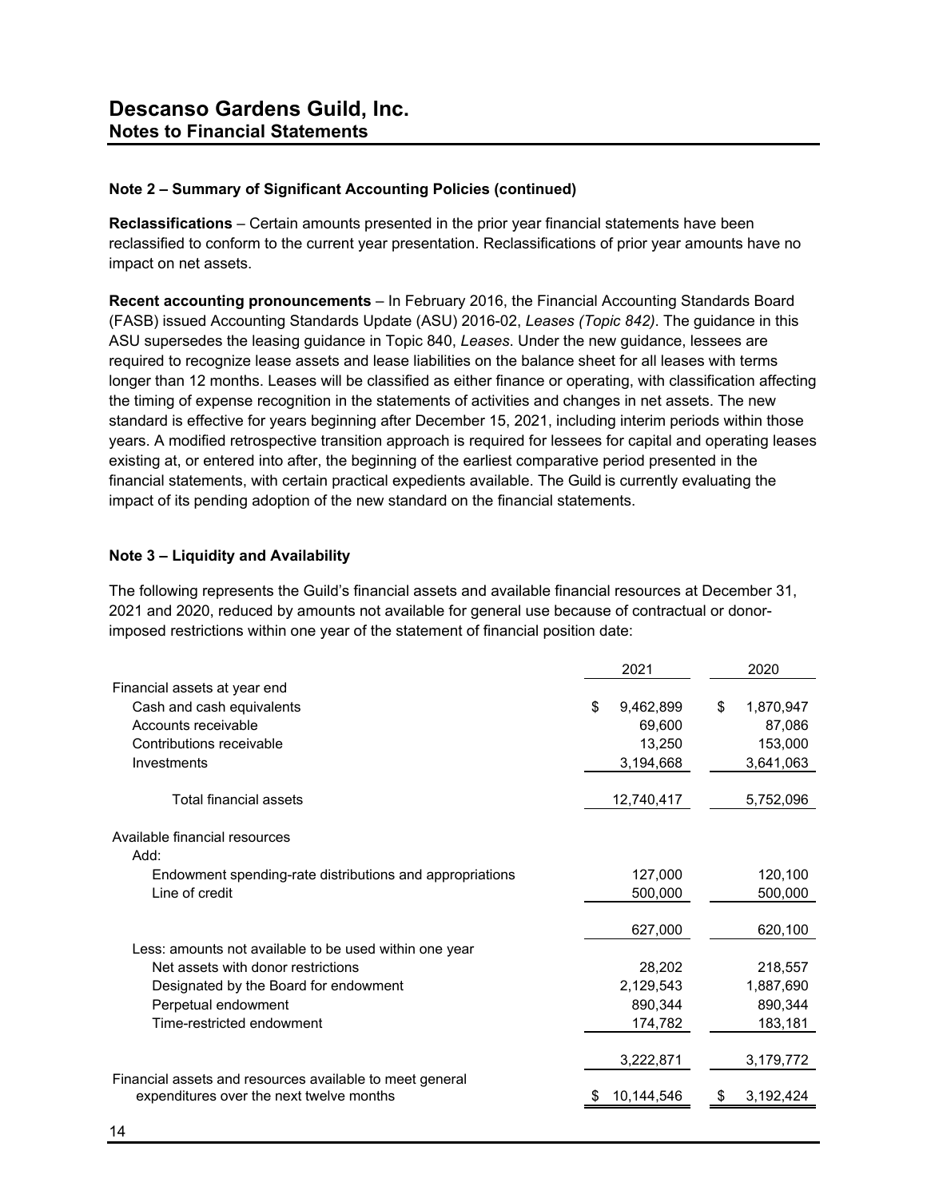# Descanso Gardens Guild, Inc.
## Notes to Financial Statements

### Note 2 – Summary of Significant Accounting Policies (continued)

**Reclassifications** – Certain amounts presented in the prior year financial statements have been reclassified to conform to the current year presentation. Reclassifications of prior year amounts have no impact on net assets.

**Recent accounting pronouncements** – In February 2016, the Financial Accounting Standards Board (FASB) issued Accounting Standards Update (ASU) 2016-02, *Leases (Topic 842)*. The guidance in this ASU supersedes the leasing guidance in Topic 840, *Leases*. Under the new guidance, lessees are required to recognize lease assets and lease liabilities on the balance sheet for all leases with terms longer than 12 months. Leases will be classified as either finance or operating, with classification affecting the timing of expense recognition in the statements of activities and changes in net assets. The new standard is effective for years beginning after December 15, 2021, including interim periods within those years. A modified retrospective transition approach is required for lessees for capital and operating leases existing at, or entered into after, the beginning of the earliest comparative period presented in the financial statements, with certain practical expedients available. The Guild is currently evaluating the impact of its pending adoption of the new standard on the financial statements.

### Note 3 – Liquidity and Availability

The following represents the Guild's financial assets and available financial resources at December 31, 2021 and 2020, reduced by amounts not available for general use because of contractual or donor-imposed restrictions within one year of the statement of financial position date:

| | 2021 | 2020 |
|---|---|---|
| Financial assets at year end | | |
| Cash and cash equivalents | $ 9,462,899 | $ 1,870,947 |
| Accounts receivable | 69,600 | 87,086 |
| Contributions receivable | 13,250 | 153,000 |
| Investments | 3,194,668 | 3,641,063 |
| Total financial assets | 12,740,417 | 5,752,096 |
| Available financial resources | | |
| Add: | | |
| Endowment spending-rate distributions and appropriations | 127,000 | 120,100 |
| Line of credit | 500,000 | 500,000 |
| | 627,000 | 620,100 |
| Less: amounts not available to be used within one year | | |
| Net assets with donor restrictions | 28,202 | 218,557 |
| Designated by the Board for endowment | 2,129,543 | 1,887,690 |
| Perpetual endowment | 890,344 | 890,344 |
| Time-restricted endowment | 174,782 | 183,181 |
| | 3,222,871 | 3,179,772 |
| Financial assets and resources available to meet general expenditures over the next twelve months | $ 10,144,546 | $ 3,192,424 |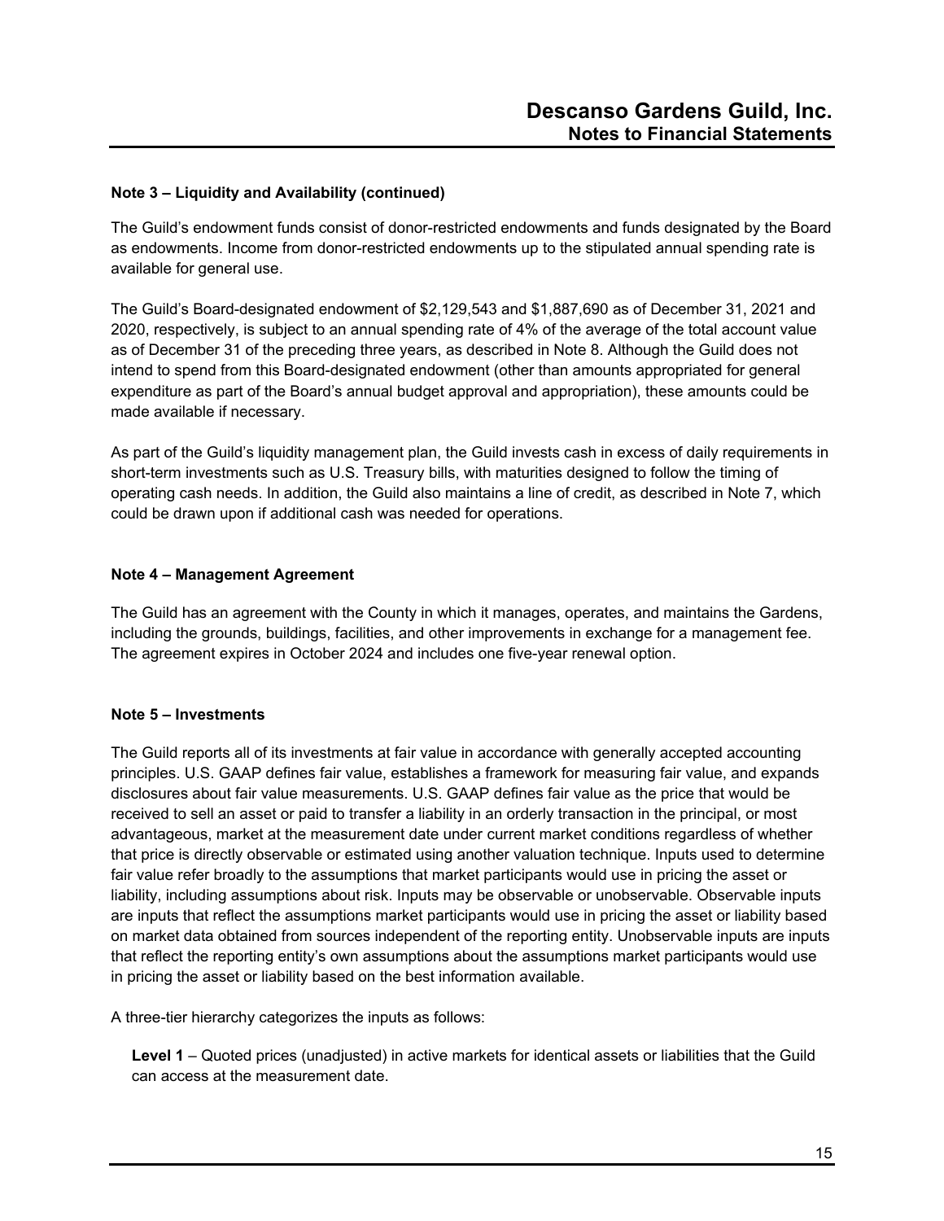### Note 3 – Liquidity and Availability (continued)

The Guild's endowment funds consist of donor-restricted endowments and funds designated by the Board as endowments. Income from donor-restricted endowments up to the stipulated annual spending rate is available for general use.

The Guild's Board-designated endowment of $2,129,543 and $1,887,690 as of December 31, 2021 and 2020, respectively, is subject to an annual spending rate of 4% of the average of the total account value as of December 31 of the preceding three years, as described in Note 8. Although the Guild does not intend to spend from this Board-designated endowment (other than amounts appropriated for general expenditure as part of the Board's annual budget approval and appropriation), these amounts could be made available if necessary.

As part of the Guild's liquidity management plan, the Guild invests cash in excess of daily requirements in short-term investments such as U.S. Treasury bills, with maturities designed to follow the timing of operating cash needs. In addition, the Guild also maintains a line of credit, as described in Note 7, which could be drawn upon if additional cash was needed for operations.

### Note 4 – Management Agreement

The Guild has an agreement with the County in which it manages, operates, and maintains the Gardens, including the grounds, buildings, facilities, and other improvements in exchange for a management fee. The agreement expires in October 2024 and includes one five-year renewal option.

### Note 5 – Investments

The Guild reports all of its investments at fair value in accordance with generally accepted accounting principles. U.S. GAAP defines fair value, establishes a framework for measuring fair value, and expands disclosures about fair value measurements. U.S. GAAP defines fair value as the price that would be received to sell an asset or paid to transfer a liability in an orderly transaction in the principal, or most advantageous, market at the measurement date under current market conditions regardless of whether that price is directly observable or estimated using another valuation technique. Inputs used to determine fair value refer broadly to the assumptions that market participants would use in pricing the asset or liability, including assumptions about risk. Inputs may be observable or unobservable. Observable inputs are inputs that reflect the assumptions market participants would use in pricing the asset or liability based on market data obtained from sources independent of the reporting entity. Unobservable inputs are inputs that reflect the reporting entity's own assumptions about the assumptions market participants would use in pricing the asset or liability based on the best information available.

A three-tier hierarchy categorizes the inputs as follows:

**Level 1** – Quoted prices (unadjusted) in active markets for identical assets or liabilities that the Guild can access at the measurement date.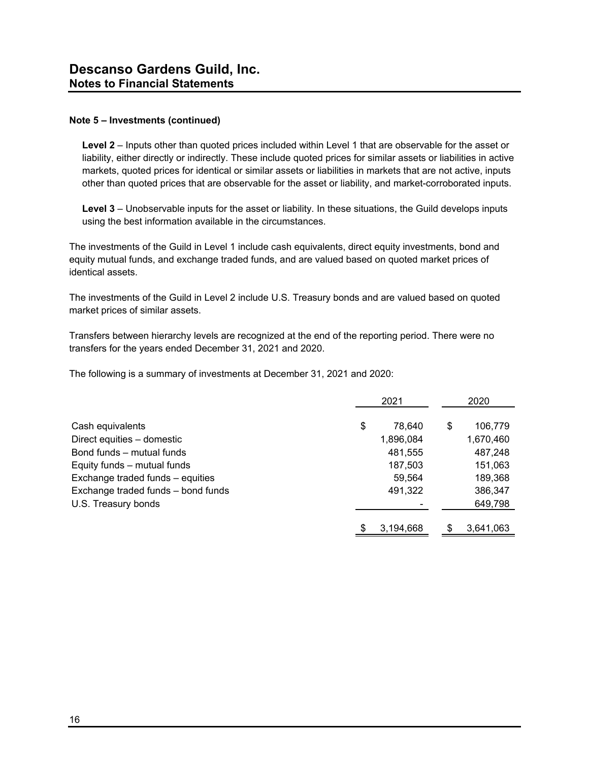# Descanso Gardens Guild, Inc.
## Notes to Financial Statements

### Note 5 – Investments (continued)

**Level 2** – Inputs other than quoted prices included within Level 1 that are observable for the asset or liability, either directly or indirectly. These include quoted prices for similar assets or liabilities in active markets, quoted prices for identical or similar assets or liabilities in markets that are not active, inputs other than quoted prices that are observable for the asset or liability, and market-corroborated inputs.

**Level 3** – Unobservable inputs for the asset or liability. In these situations, the Guild develops inputs using the best information available in the circumstances.

The investments of the Guild in Level 1 include cash equivalents, direct equity investments, bond and equity mutual funds, and exchange traded funds, and are valued based on quoted market prices of identical assets.

The investments of the Guild in Level 2 include U.S. Treasury bonds and are valued based on quoted market prices of similar assets.

Transfers between hierarchy levels are recognized at the end of the reporting period. There were no transfers for the years ended December 31, 2021 and 2020.

The following is a summary of investments at December 31, 2021 and 2020:

| | 2021 | 2020 |
|---|---|---|
| Cash equivalents | $ 78,640 | $ 106,779 |
| Direct equities – domestic | 1,896,084 | 1,670,460 |
| Bond funds – mutual funds | 481,555 | 487,248 |
| Equity funds – mutual funds | 187,503 | 151,063 |
| Exchange traded funds – equities | 59,564 | 189,368 |
| Exchange traded funds – bond funds | 491,322 | 386,347 |
| U.S. Treasury bonds | - | 649,798 |
| | $ 3,194,668 | $ 3,641,063 |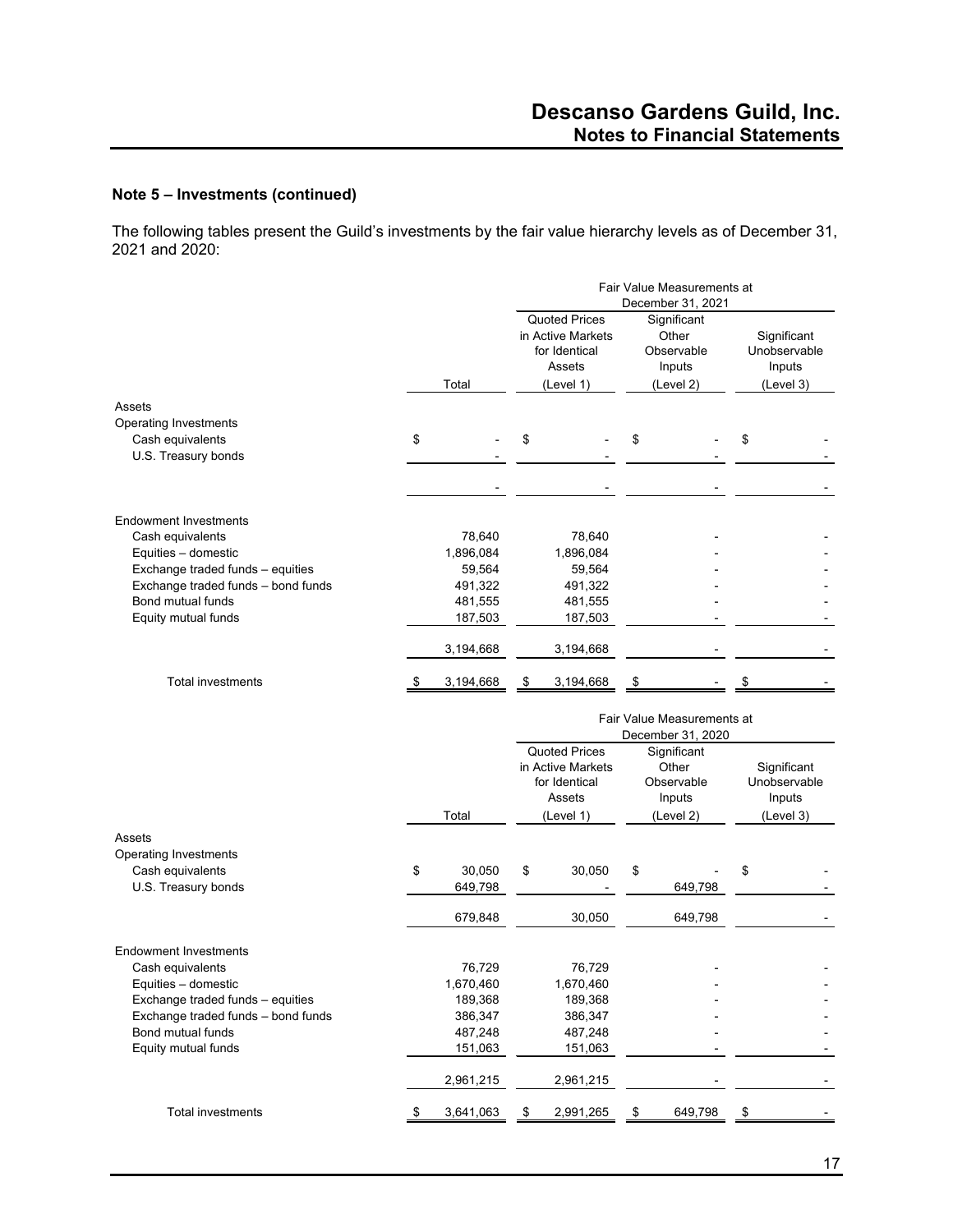## Note 5 – Investments (continued)

The following tables present the Guild's investments by the fair value hierarchy levels as of December 31, 2021 and 2020:

| | | Fair Value Measurements at December 31, 2021 | | |
|---|---|---|---|---|
| | Total | Quoted Prices in Active Markets for Identical Assets (Level 1) | Significant Other Observable Inputs (Level 2) | Significant Unobservable Inputs (Level 3) |
| Assets | | | | |
| Operating Investments | | | | |
| Cash equivalents | $ - | $ - | $ - | $ - |
| U.S. Treasury bonds | - | - | - | - |
| | - | - | - | - |
| Endowment Investments | | | | |
| Cash equivalents | 78,640 | 78,640 | - | - |
| Equities – domestic | 1,896,084 | 1,896,084 | - | - |
| Exchange traded funds – equities | 59,564 | 59,564 | - | - |
| Exchange traded funds – bond funds | 491,322 | 491,322 | - | - |
| Bond mutual funds | 481,555 | 481,555 | - | - |
| Equity mutual funds | 187,503 | 187,503 | - | - |
| | 3,194,668 | 3,194,668 | - | - |
| Total investments | $ 3,194,668 | $ 3,194,668 | $ - | $ - |

| | | Fair Value Measurements at December 31, 2020 | | |
|---|---|---|---|---|
| | Total | Quoted Prices in Active Markets for Identical Assets (Level 1) | Significant Other Observable Inputs (Level 2) | Significant Unobservable Inputs (Level 3) |
| Assets | | | | |
| Operating Investments | | | | |
| Cash equivalents | $ 30,050 | $ 30,050 | $ - | $ - |
| U.S. Treasury bonds | 649,798 | - | 649,798 | - |
| | 679,848 | 30,050 | 649,798 | - |
| Endowment Investments | | | | |
| Cash equivalents | 76,729 | 76,729 | - | - |
| Equities – domestic | 1,670,460 | 1,670,460 | - | - |
| Exchange traded funds – equities | 189,368 | 189,368 | - | - |
| Exchange traded funds – bond funds | 386,347 | 386,347 | - | - |
| Bond mutual funds | 487,248 | 487,248 | - | - |
| Equity mutual funds | 151,063 | 151,063 | - | - |
| | 2,961,215 | 2,961,215 | - | - |
| Total investments | $ 3,641,063 | $ 2,991,265 | $ 649,798 | $ - |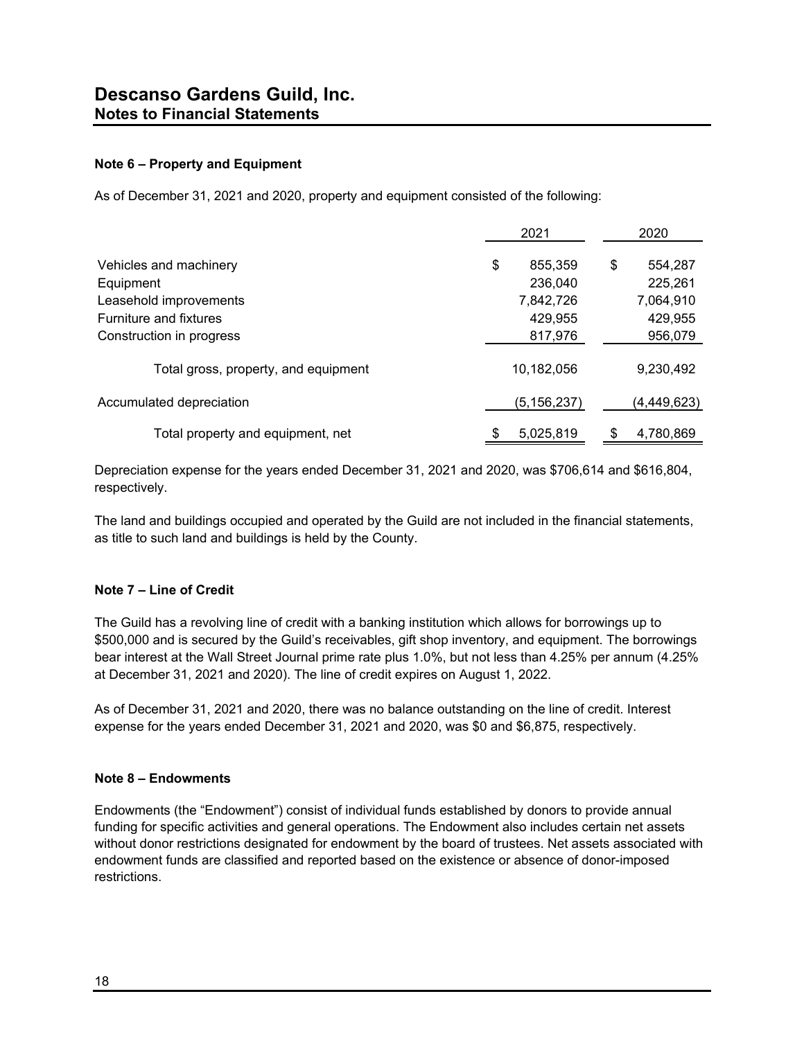# Descanso Gardens Guild, Inc.
## Notes to Financial Statements

### Note 6 – Property and Equipment

As of December 31, 2021 and 2020, property and equipment consisted of the following:

| | 2021 | 2020 |
|---|---|---|
| Vehicles and machinery | $ 855,359 | $ 554,287 |
| Equipment | 236,040 | 225,261 |
| Leasehold improvements | 7,842,726 | 7,064,910 |
| Furniture and fixtures | 429,955 | 429,955 |
| Construction in progress | 817,976 | 956,079 |
| Total gross, property, and equipment | 10,182,056 | 9,230,492 |
| Accumulated depreciation | (5,156,237) | (4,449,623) |
| Total property and equipment, net | $ 5,025,819 | $ 4,780,869 |

Depreciation expense for the years ended December 31, 2021 and 2020, was $706,614 and $616,804, respectively.

The land and buildings occupied and operated by the Guild are not included in the financial statements, as title to such land and buildings is held by the County.

### Note 7 – Line of Credit

The Guild has a revolving line of credit with a banking institution which allows for borrowings up to $500,000 and is secured by the Guild's receivables, gift shop inventory, and equipment. The borrowings bear interest at the Wall Street Journal prime rate plus 1.0%, but not less than 4.25% per annum (4.25% at December 31, 2021 and 2020). The line of credit expires on August 1, 2022.

As of December 31, 2021 and 2020, there was no balance outstanding on the line of credit. Interest expense for the years ended December 31, 2021 and 2020, was $0 and $6,875, respectively.

### Note 8 – Endowments

Endowments (the "Endowment") consist of individual funds established by donors to provide annual funding for specific activities and general operations. The Endowment also includes certain net assets without donor restrictions designated for endowment by the board of trustees. Net assets associated with endowment funds are classified and reported based on the existence or absence of donor-imposed restrictions.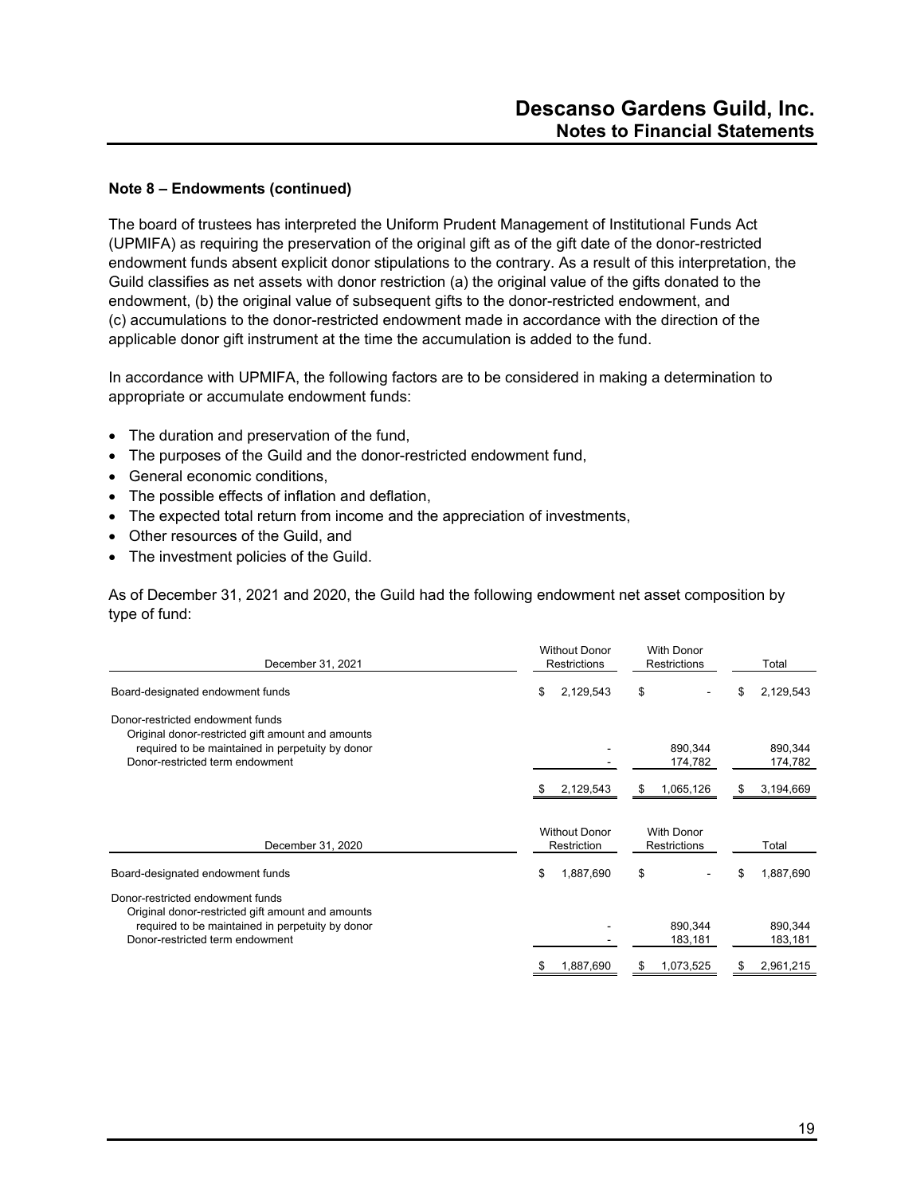#### Note 8 – Endowments (continued)

The board of trustees has interpreted the Uniform Prudent Management of Institutional Funds Act (UPMIFA) as requiring the preservation of the original gift as of the gift date of the donor-restricted endowment funds absent explicit donor stipulations to the contrary. As a result of this interpretation, the Guild classifies as net assets with donor restriction (a) the original value of the gifts donated to the endowment, (b) the original value of subsequent gifts to the donor-restricted endowment, and (c) accumulations to the donor-restricted endowment made in accordance with the direction of the applicable donor gift instrument at the time the accumulation is added to the fund.

In accordance with UPMIFA, the following factors are to be considered in making a determination to appropriate or accumulate endowment funds:

- The duration and preservation of the fund,
- The purposes of the Guild and the donor-restricted endowment fund,
- General economic conditions,
- The possible effects of inflation and deflation,
- The expected total return from income and the appreciation of investments,
- Other resources of the Guild, and
- The investment policies of the Guild.

As of December 31, 2021 and 2020, the Guild had the following endowment net asset composition by type of fund:

| December 31, 2021 | Without Donor Restrictions | With Donor Restrictions | Total |
|---|---|---|---|
| Board-designated endowment funds | $ 2,129,543 | $ - | $ 2,129,543 |
| Donor-restricted endowment funds | | | |
| Original donor-restricted gift amount and amounts required to be maintained in perpetuity by donor | - | 890,344 | 890,344 |
| Donor-restricted term endowment | - | 174,782 | 174,782 |
| | $ 2,129,543 | $ 1,065,126 | $ 3,194,669 |

| December 31, 2020 | Without Donor Restriction | With Donor Restrictions | Total |
|---|---|---|---|
| Board-designated endowment funds | $ 1,887,690 | $ - | $ 1,887,690 |
| Donor-restricted endowment funds | | | |
| Original donor-restricted gift amount and amounts required to be maintained in perpetuity by donor | - | 890,344 | 890,344 |
| Donor-restricted term endowment | - | 183,181 | 183,181 |
| | $ 1,887,690 | $ 1,073,525 | $ 2,961,215 |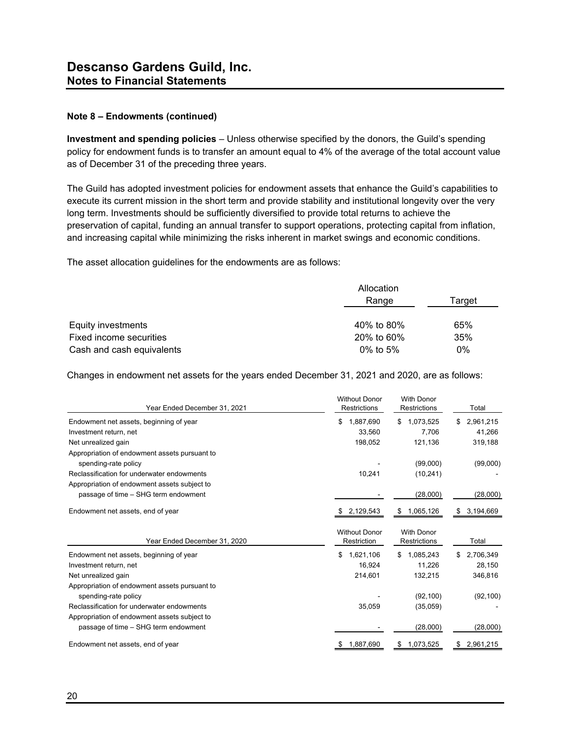### Note 8 – Endowments (continued)

**Investment and spending policies** – Unless otherwise specified by the donors, the Guild's spending policy for endowment funds is to transfer an amount equal to 4% of the average of the total account value as of December 31 of the preceding three years.

The Guild has adopted investment policies for endowment assets that enhance the Guild's capabilities to execute its current mission in the short term and provide stability and institutional longevity over the very long term. Investments should be sufficiently diversified to provide total returns to achieve the preservation of capital, funding an annual transfer to support operations, protecting capital from inflation, and increasing capital while minimizing the risks inherent in market swings and economic conditions.

The asset allocation guidelines for the endowments are as follows:

| | Allocation Range | Target |
|---|---|---|
| Equity investments | 40% to 80% | 65% |
| Fixed income securities | 20% to 60% | 35% |
| Cash and cash equivalents | 0% to 5% | 0% |

Changes in endowment net assets for the years ended December 31, 2021 and 2020, are as follows:

| Year Ended December 31, 2021 | Without Donor Restrictions | With Donor Restrictions | Total |
|---|---|---|---|
| Endowment net assets, beginning of year | $ 1,887,690 | $ 1,073,525 | $ 2,961,215 |
| Investment return, net | 33,560 | 7,706 | 41,266 |
| Net unrealized gain | 198,052 | 121,136 | 319,188 |
| Appropriation of endowment assets pursuant to spending-rate policy | - | (99,000) | (99,000) |
| Reclassification for underwater endowments | 10,241 | (10,241) | - |
| Appropriation of endowment assets subject to passage of time – SHG term endowment | - | (28,000) | (28,000) |
| Endowment net assets, end of year | $ 2,129,543 | $ 1,065,126 | $ 3,194,669 |

| Year Ended December 31, 2020 | Without Donor Restriction | With Donor Restrictions | Total |
|---|---|---|---|
| Endowment net assets, beginning of year | $ 1,621,106 | $ 1,085,243 | $ 2,706,349 |
| Investment return, net | 16,924 | 11,226 | 28,150 |
| Net unrealized gain | 214,601 | 132,215 | 346,816 |
| Appropriation of endowment assets pursuant to spending-rate policy | - | (92,100) | (92,100) |
| Reclassification for underwater endowments | 35,059 | (35,059) | - |
| Appropriation of endowment assets subject to passage of time – SHG term endowment | - | (28,000) | (28,000) |
| Endowment net assets, end of year | $ 1,887,690 | $ 1,073,525 | $ 2,961,215 |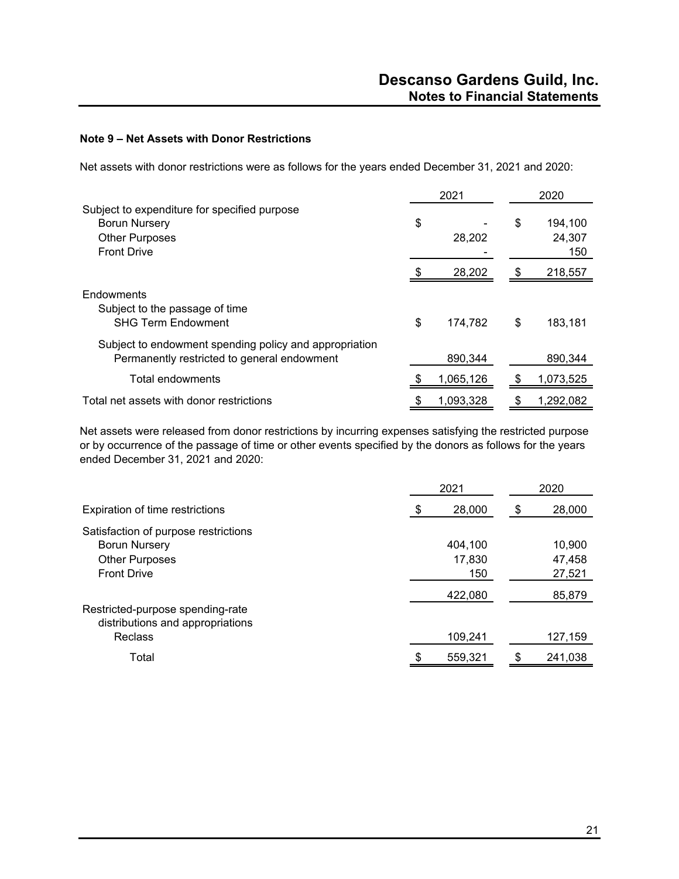#### Note 9 – Net Assets with Donor Restrictions

Net assets with donor restrictions were as follows for the years ended December 31, 2021 and 2020:

| | 2021 | 2020 |
|---|---|---|
| Subject to expenditure for specified purpose | | |
| Borun Nursery | $ - | $ 194,100 |
| Other Purposes | 28,202 | 24,307 |
| Front Drive | - | 150 |
| | $ 28,202 | $ 218,557 |
| Endowments | | |
| Subject to the passage of time | | |
| SHG Term Endowment | $ 174,782 | $ 183,181 |
| Subject to endowment spending policy and appropriation | | |
| Permanently restricted to general endowment | 890,344 | 890,344 |
| Total endowments | $ 1,065,126 | $ 1,073,525 |
| Total net assets with donor restrictions | $ 1,093,328 | $ 1,292,082 |

Net assets were released from donor restrictions by incurring expenses satisfying the restricted purpose or by occurrence of the passage of time or other events specified by the donors as follows for the years ended December 31, 2021 and 2020:

| | 2021 | 2020 |
|---|---|---|
| Expiration of time restrictions | $ 28,000 | $ 28,000 |
| Satisfaction of purpose restrictions | | |
| Borun Nursery | 404,100 | 10,900 |
| Other Purposes | 17,830 | 47,458 |
| Front Drive | 150 | 27,521 |
| | 422,080 | 85,879 |
| Restricted-purpose spending-rate distributions and appropriations | | |
| Reclass | 109,241 | 127,159 |
| Total | $ 559,321 | $ 241,038 |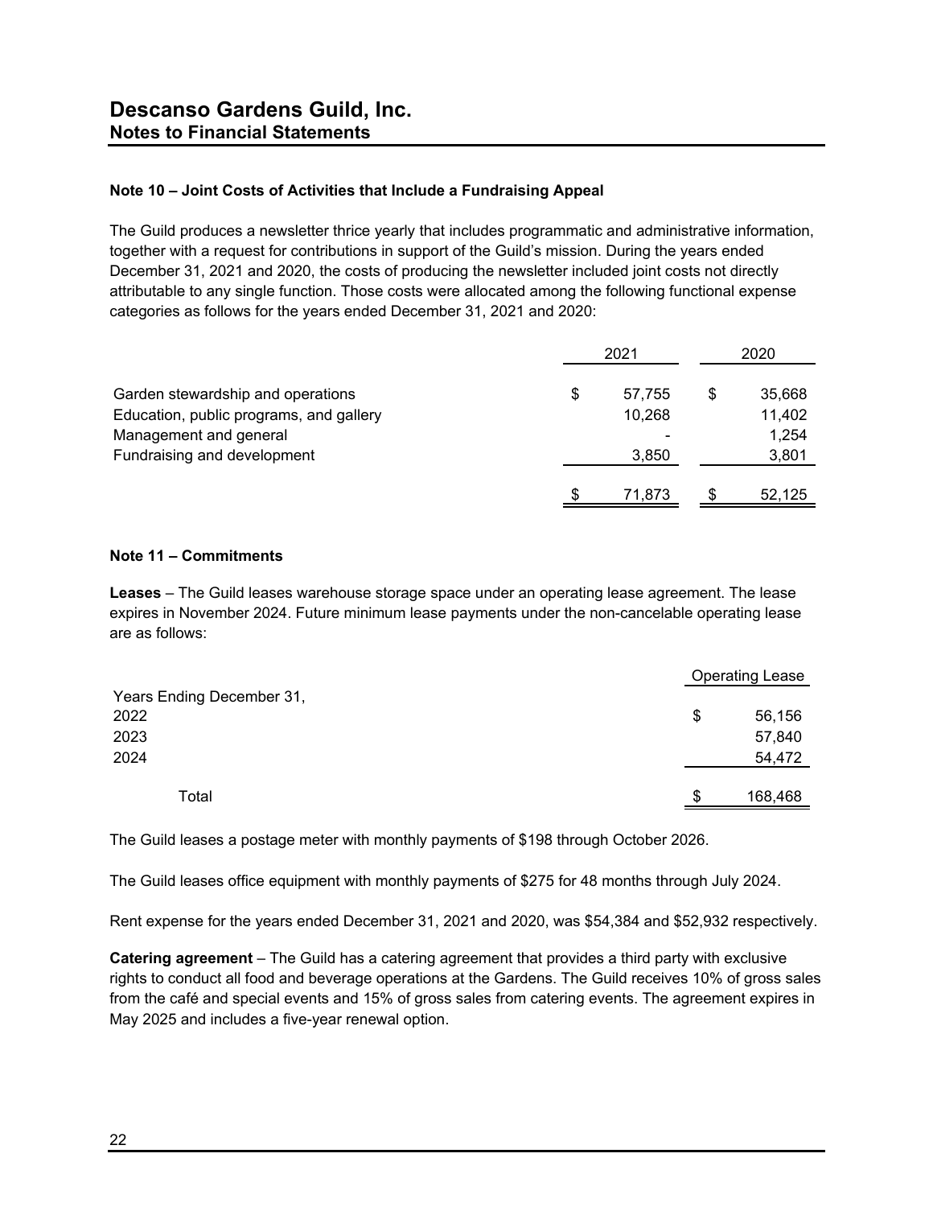# Descanso Gardens Guild, Inc.
## Notes to Financial Statements

### Note 10 – Joint Costs of Activities that Include a Fundraising Appeal

The Guild produces a newsletter thrice yearly that includes programmatic and administrative information, together with a request for contributions in support of the Guild's mission. During the years ended December 31, 2021 and 2020, the costs of producing the newsletter included joint costs not directly attributable to any single function. Those costs were allocated among the following functional expense categories as follows for the years ended December 31, 2021 and 2020:

| | 2021 | 2020 |
|---|---|---|
| Garden stewardship and operations | $ 57,755 | $ 35,668 |
| Education, public programs, and gallery | 10,268 | 11,402 |
| Management and general | - | 1,254 |
| Fundraising and development | 3,850 | 3,801 |
| | $ 71,873 | $ 52,125 |

### Note 11 – Commitments

**Leases** – The Guild leases warehouse storage space under an operating lease agreement. The lease expires in November 2024. Future minimum lease payments under the non-cancelable operating lease are as follows:

| Years Ending December 31, | Operating Lease |
|---|---|
| 2022 | $ 56,156 |
| 2023 | 57,840 |
| 2024 | 54,472 |
| Total | $ 168,468 |

The Guild leases a postage meter with monthly payments of $198 through October 2026.

The Guild leases office equipment with monthly payments of $275 for 48 months through July 2024.

Rent expense for the years ended December 31, 2021 and 2020, was $54,384 and $52,932 respectively.

**Catering agreement** – The Guild has a catering agreement that provides a third party with exclusive rights to conduct all food and beverage operations at the Gardens. The Guild receives 10% of gross sales from the café and special events and 15% of gross sales from catering events. The agreement expires in May 2025 and includes a five-year renewal option.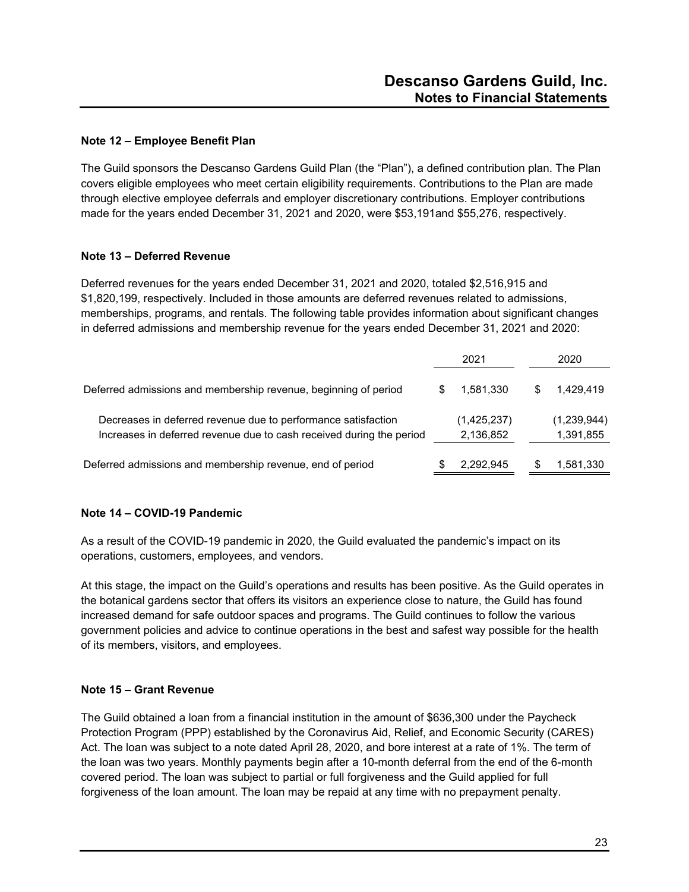## Note 12 – Employee Benefit Plan

The Guild sponsors the Descanso Gardens Guild Plan (the "Plan"), a defined contribution plan. The Plan covers eligible employees who meet certain eligibility requirements. Contributions to the Plan are made through elective employee deferrals and employer discretionary contributions. Employer contributions made for the years ended December 31, 2021 and 2020, were $53,191and $55,276, respectively.

## Note 13 – Deferred Revenue

Deferred revenues for the years ended December 31, 2021 and 2020, totaled $2,516,915 and $1,820,199, respectively. Included in those amounts are deferred revenues related to admissions, memberships, programs, and rentals. The following table provides information about significant changes in deferred admissions and membership revenue for the years ended December 31, 2021 and 2020:

| | 2021 | 2020 |
|---|---|---|
| Deferred admissions and membership revenue, beginning of period | $ 1,581,330 | $ 1,429,419 |
| Decreases in deferred revenue due to performance satisfaction | (1,425,237) | (1,239,944) |
| Increases in deferred revenue due to cash received during the period | 2,136,852 | 1,391,855 |
| Deferred admissions and membership revenue, end of period | $ 2,292,945 | $ 1,581,330 |

## Note 14 – COVID-19 Pandemic

As a result of the COVID-19 pandemic in 2020, the Guild evaluated the pandemic's impact on its operations, customers, employees, and vendors.

At this stage, the impact on the Guild's operations and results has been positive. As the Guild operates in the botanical gardens sector that offers its visitors an experience close to nature, the Guild has found increased demand for safe outdoor spaces and programs. The Guild continues to follow the various government policies and advice to continue operations in the best and safest way possible for the health of its members, visitors, and employees.

## Note 15 – Grant Revenue

The Guild obtained a loan from a financial institution in the amount of $636,300 under the Paycheck Protection Program (PPP) established by the Coronavirus Aid, Relief, and Economic Security (CARES) Act. The loan was subject to a note dated April 28, 2020, and bore interest at a rate of 1%. The term of the loan was two years. Monthly payments begin after a 10-month deferral from the end of the 6-month covered period. The loan was subject to partial or full forgiveness and the Guild applied for full forgiveness of the loan amount. The loan may be repaid at any time with no prepayment penalty.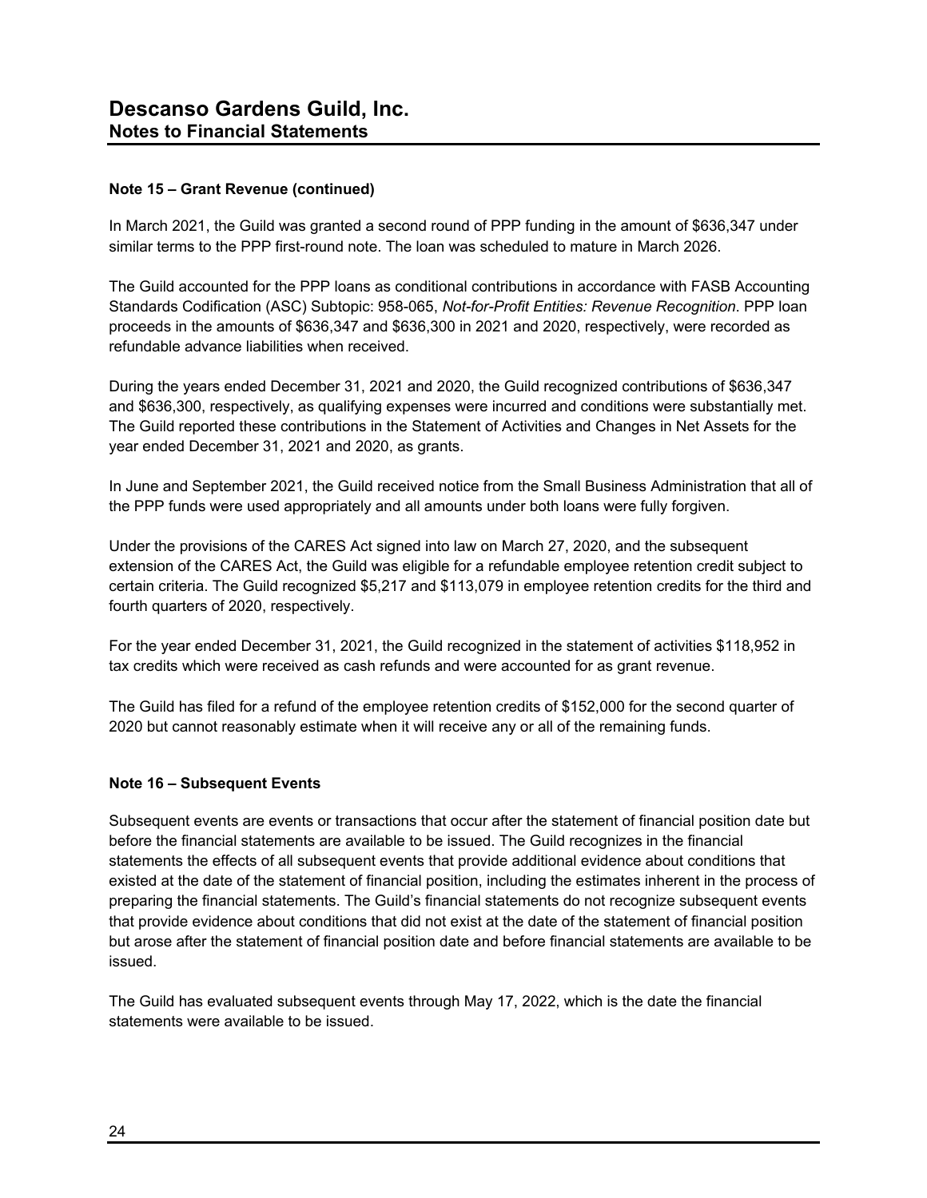### Note 15 – Grant Revenue (continued)

In March 2021, the Guild was granted a second round of PPP funding in the amount of $636,347 under similar terms to the PPP first-round note. The loan was scheduled to mature in March 2026.

The Guild accounted for the PPP loans as conditional contributions in accordance with FASB Accounting Standards Codification (ASC) Subtopic: 958-065, *Not-for-Profit Entities: Revenue Recognition*. PPP loan proceeds in the amounts of $636,347 and $636,300 in 2021 and 2020, respectively, were recorded as refundable advance liabilities when received.

During the years ended December 31, 2021 and 2020, the Guild recognized contributions of $636,347 and $636,300, respectively, as qualifying expenses were incurred and conditions were substantially met. The Guild reported these contributions in the Statement of Activities and Changes in Net Assets for the year ended December 31, 2021 and 2020, as grants.

In June and September 2021, the Guild received notice from the Small Business Administration that all of the PPP funds were used appropriately and all amounts under both loans were fully forgiven.

Under the provisions of the CARES Act signed into law on March 27, 2020, and the subsequent extension of the CARES Act, the Guild was eligible for a refundable employee retention credit subject to certain criteria. The Guild recognized $5,217 and $113,079 in employee retention credits for the third and fourth quarters of 2020, respectively.

For the year ended December 31, 2021, the Guild recognized in the statement of activities $118,952 in tax credits which were received as cash refunds and were accounted for as grant revenue.

The Guild has filed for a refund of the employee retention credits of $152,000 for the second quarter of 2020 but cannot reasonably estimate when it will receive any or all of the remaining funds.

### Note 16 – Subsequent Events

Subsequent events are events or transactions that occur after the statement of financial position date but before the financial statements are available to be issued. The Guild recognizes in the financial statements the effects of all subsequent events that provide additional evidence about conditions that existed at the date of the statement of financial position, including the estimates inherent in the process of preparing the financial statements. The Guild's financial statements do not recognize subsequent events that provide evidence about conditions that did not exist at the date of the statement of financial position but arose after the statement of financial position date and before financial statements are available to be issued.

The Guild has evaluated subsequent events through May 17, 2022, which is the date the financial statements were available to be issued.